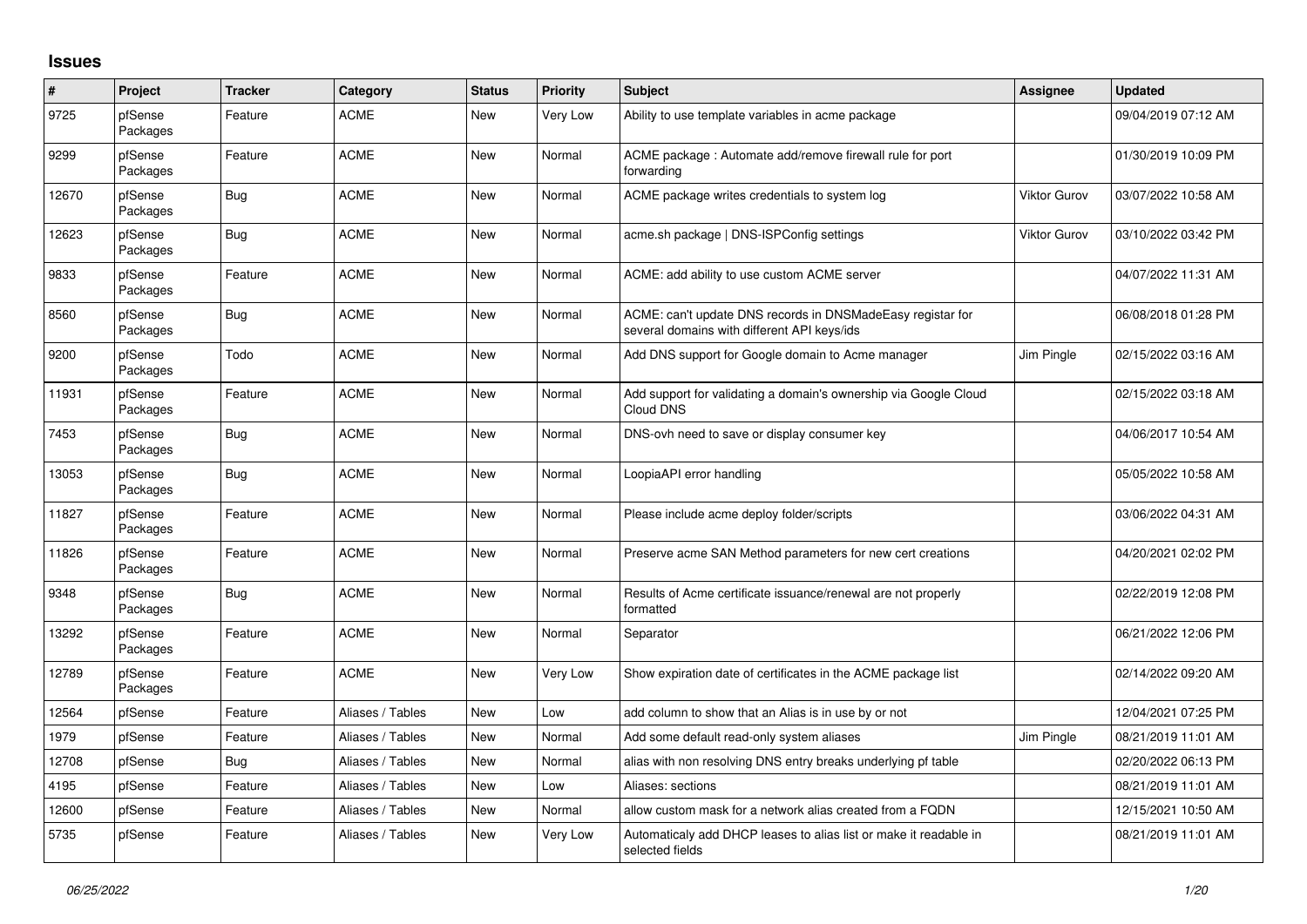## Issues

| # | Project | Tracker | Category | Status | Priority | Subject | Assignee | Updated |
|---|---|---|---|---|---|---|---|---|
| 9725 | pfSense Packages | Feature | ACME | New | Very Low | Ability to use template variables in acme package | | 09/04/2019 07:12 AM |
| 9299 | pfSense Packages | Feature | ACME | New | Normal | ACME package : Automate add/remove firewall rule for port forwarding | | 01/30/2019 10:09 PM |
| 12670 | pfSense Packages | Bug | ACME | New | Normal | ACME package writes credentials to system log | Viktor Gurov | 03/07/2022 10:58 AM |
| 12623 | pfSense Packages | Bug | ACME | New | Normal | acme.sh package \| DNS-ISPConfig settings | Viktor Gurov | 03/10/2022 03:42 PM |
| 9833 | pfSense Packages | Feature | ACME | New | Normal | ACME: add ability to use custom ACME server | | 04/07/2022 11:31 AM |
| 8560 | pfSense Packages | Bug | ACME | New | Normal | ACME: can't update DNS records in DNSMadeEasy registar for several domains with different API keys/ids | | 06/08/2018 01:28 PM |
| 9200 | pfSense Packages | Todo | ACME | New | Normal | Add DNS support for Google domain to Acme manager | Jim Pingle | 02/15/2022 03:16 AM |
| 11931 | pfSense Packages | Feature | ACME | New | Normal | Add support for validating a domain's ownership via Google Cloud Cloud DNS | | 02/15/2022 03:18 AM |
| 7453 | pfSense Packages | Bug | ACME | New | Normal | DNS-ovh need to save or display consumer key | | 04/06/2017 10:54 AM |
| 13053 | pfSense Packages | Bug | ACME | New | Normal | LoopiaAPI error handling | | 05/05/2022 10:58 AM |
| 11827 | pfSense Packages | Feature | ACME | New | Normal | Please include acme deploy folder/scripts | | 03/06/2022 04:31 AM |
| 11826 | pfSense Packages | Feature | ACME | New | Normal | Preserve acme SAN Method parameters for new cert creations | | 04/20/2021 02:02 PM |
| 9348 | pfSense Packages | Bug | ACME | New | Normal | Results of Acme certificate issuance/renewal are not properly formatted | | 02/22/2019 12:08 PM |
| 13292 | pfSense Packages | Feature | ACME | New | Normal | Separator | | 06/21/2022 12:06 PM |
| 12789 | pfSense Packages | Feature | ACME | New | Very Low | Show expiration date of certificates in the ACME package list | | 02/14/2022 09:20 AM |
| 12564 | pfSense | Feature | Aliases / Tables | New | Low | add column to show that an Alias is in use by or not | | 12/04/2021 07:25 PM |
| 1979 | pfSense | Feature | Aliases / Tables | New | Normal | Add some default read-only system aliases | Jim Pingle | 08/21/2019 11:01 AM |
| 12708 | pfSense | Bug | Aliases / Tables | New | Normal | alias with non resolving DNS entry breaks underlying pf table | | 02/20/2022 06:13 PM |
| 4195 | pfSense | Feature | Aliases / Tables | New | Low | Aliases: sections | | 08/21/2019 11:01 AM |
| 12600 | pfSense | Feature | Aliases / Tables | New | Normal | allow custom mask for a network alias created from a FQDN | | 12/15/2021 10:50 AM |
| 5735 | pfSense | Feature | Aliases / Tables | New | Very Low | Automaticaly add DHCP leases to alias list or make it readable in selected fields | | 08/21/2019 11:01 AM |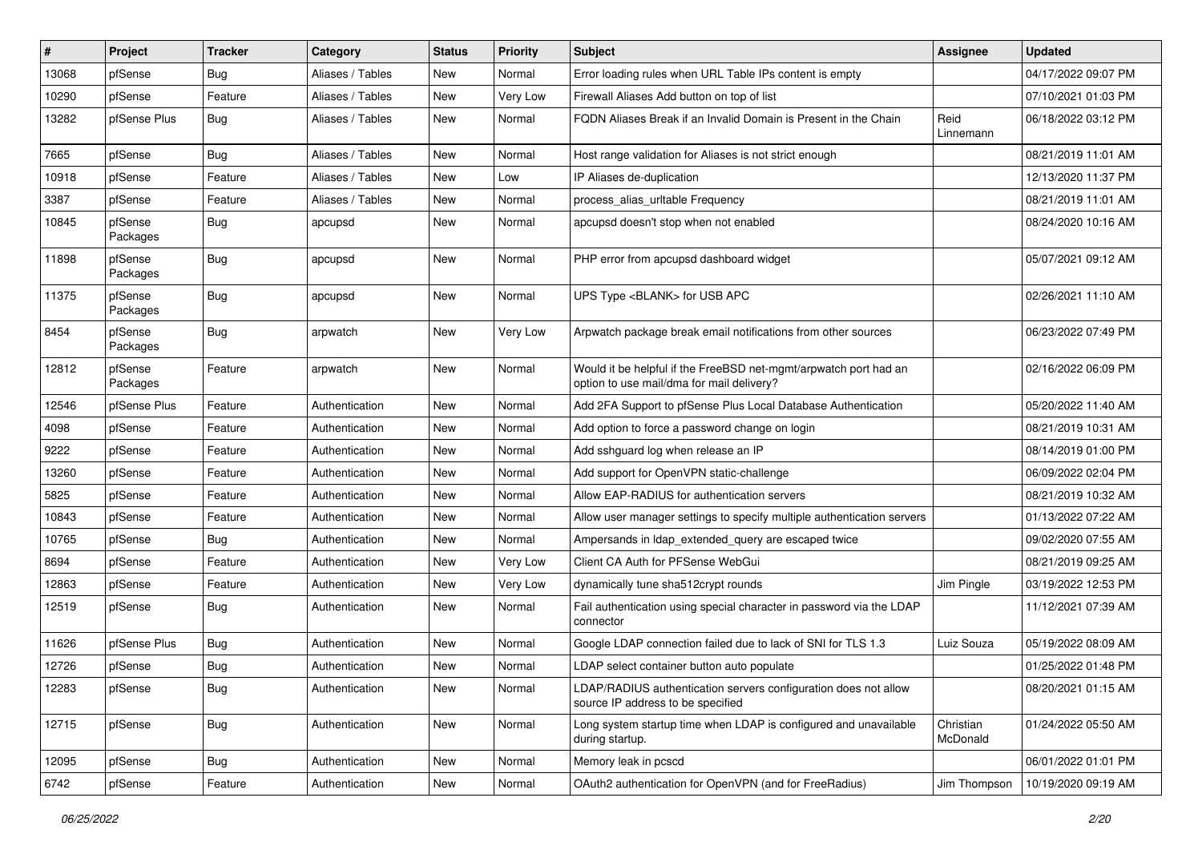| # | Project | Tracker | Category | Status | Priority | Subject | Assignee | Updated |
|---|---|---|---|---|---|---|---|---|
| 13068 | pfSense | Bug | Aliases / Tables | New | Normal | Error loading rules when URL Table IPs content is empty | | 04/17/2022 09:07 PM |
| 10290 | pfSense | Feature | Aliases / Tables | New | Very Low | Firewall Aliases Add button on top of list | | 07/10/2021 01:03 PM |
| 13282 | pfSense Plus | Bug | Aliases / Tables | New | Normal | FQDN Aliases Break if an Invalid Domain is Present in the Chain | Reid Linnemann | 06/18/2022 03:12 PM |
| 7665 | pfSense | Bug | Aliases / Tables | New | Normal | Host range validation for Aliases is not strict enough | | 08/21/2019 11:01 AM |
| 10918 | pfSense | Feature | Aliases / Tables | New | Low | IP Aliases de-duplication | | 12/13/2020 11:37 PM |
| 3387 | pfSense | Feature | Aliases / Tables | New | Normal | process_alias_urltable Frequency | | 08/21/2019 11:01 AM |
| 10845 | pfSense Packages | Bug | apcupsd | New | Normal | apcupsd doesn't stop when not enabled | | 08/24/2020 10:16 AM |
| 11898 | pfSense Packages | Bug | apcupsd | New | Normal | PHP error from apcupsd dashboard widget | | 05/07/2021 09:12 AM |
| 11375 | pfSense Packages | Bug | apcupsd | New | Normal | UPS Type <BLANK> for USB APC | | 02/26/2021 11:10 AM |
| 8454 | pfSense Packages | Bug | arpwatch | New | Very Low | Arpwatch package break email notifications from other sources | | 06/23/2022 07:49 PM |
| 12812 | pfSense Packages | Feature | arpwatch | New | Normal | Would it be helpful if the FreeBSD net-mgmt/arpwatch port had an option to use mail/dma for mail delivery? | | 02/16/2022 06:09 PM |
| 12546 | pfSense Plus | Feature | Authentication | New | Normal | Add 2FA Support to pfSense Plus Local Database Authentication | | 05/20/2022 11:40 AM |
| 4098 | pfSense | Feature | Authentication | New | Normal | Add option to force a password change on login | | 08/21/2019 10:31 AM |
| 9222 | pfSense | Feature | Authentication | New | Normal | Add sshguard log when release an IP | | 08/14/2019 01:00 PM |
| 13260 | pfSense | Feature | Authentication | New | Normal | Add support for OpenVPN static-challenge | | 06/09/2022 02:04 PM |
| 5825 | pfSense | Feature | Authentication | New | Normal | Allow EAP-RADIUS for authentication servers | | 08/21/2019 10:32 AM |
| 10843 | pfSense | Feature | Authentication | New | Normal | Allow user manager settings to specify multiple authentication servers | | 01/13/2022 07:22 AM |
| 10765 | pfSense | Bug | Authentication | New | Normal | Ampersands in ldap_extended_query are escaped twice | | 09/02/2020 07:55 AM |
| 8694 | pfSense | Feature | Authentication | New | Very Low | Client CA Auth for PFSense WebGui | | 08/21/2019 09:25 AM |
| 12863 | pfSense | Feature | Authentication | New | Very Low | dynamically tune sha512crypt rounds | Jim Pingle | 03/19/2022 12:53 PM |
| 12519 | pfSense | Bug | Authentication | New | Normal | Fail authentication using special character in password via the LDAP connector | | 11/12/2021 07:39 AM |
| 11626 | pfSense Plus | Bug | Authentication | New | Normal | Google LDAP connection failed due to lack of SNI for TLS 1.3 | Luiz Souza | 05/19/2022 08:09 AM |
| 12726 | pfSense | Bug | Authentication | New | Normal | LDAP select container button auto populate | | 01/25/2022 01:48 PM |
| 12283 | pfSense | Bug | Authentication | New | Normal | LDAP/RADIUS authentication servers configuration does not allow source IP address to be specified | | 08/20/2021 01:15 AM |
| 12715 | pfSense | Bug | Authentication | New | Normal | Long system startup time when LDAP is configured and unavailable during startup. | Christian McDonald | 01/24/2022 05:50 AM |
| 12095 | pfSense | Bug | Authentication | New | Normal | Memory leak in pcscd | | 06/01/2022 01:01 PM |
| 6742 | pfSense | Feature | Authentication | New | Normal | OAuth2 authentication for OpenVPN (and for FreeRadius) | Jim Thompson | 10/19/2020 09:19 AM |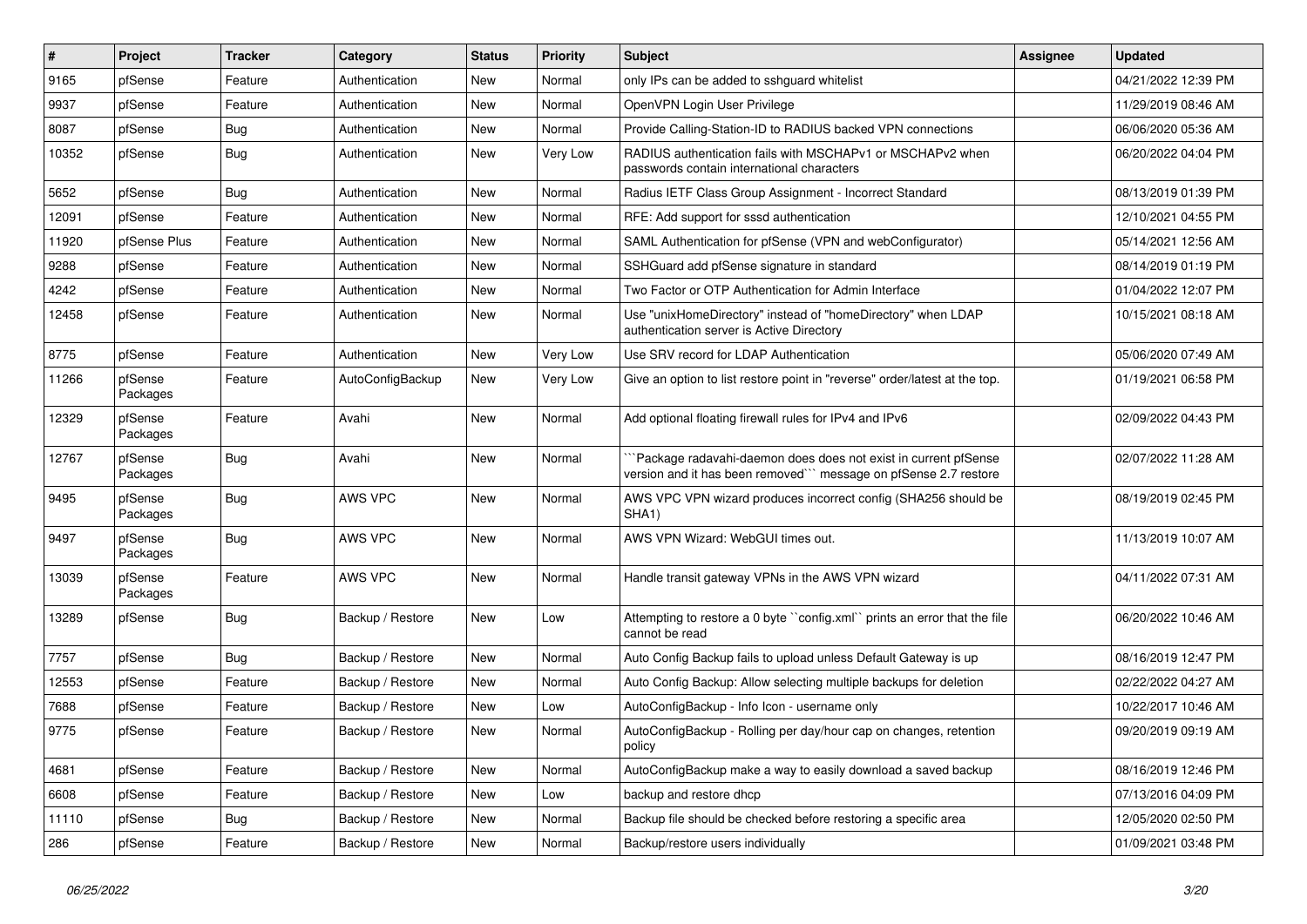| # | Project | Tracker | Category | Status | Priority | Subject | Assignee | Updated |
|---|---|---|---|---|---|---|---|---|
| 9165 | pfSense | Feature | Authentication | New | Normal | only IPs can be added to sshguard whitelist | | 04/21/2022 12:39 PM |
| 9937 | pfSense | Feature | Authentication | New | Normal | OpenVPN Login User Privilege | | 11/29/2019 08:46 AM |
| 8087 | pfSense | Bug | Authentication | New | Normal | Provide Calling-Station-ID to RADIUS backed VPN connections | | 06/06/2020 05:36 AM |
| 10352 | pfSense | Bug | Authentication | New | Very Low | RADIUS authentication fails with MSCHAPv1 or MSCHAPv2 when passwords contain international characters | | 06/20/2022 04:04 PM |
| 5652 | pfSense | Bug | Authentication | New | Normal | Radius IETF Class Group Assignment - Incorrect Standard | | 08/13/2019 01:39 PM |
| 12091 | pfSense | Feature | Authentication | New | Normal | RFE: Add support for sssd authentication | | 12/10/2021 04:55 PM |
| 11920 | pfSense Plus | Feature | Authentication | New | Normal | SAML Authentication for pfSense (VPN and webConfigurator) | | 05/14/2021 12:56 AM |
| 9288 | pfSense | Feature | Authentication | New | Normal | SSHGuard add pfSense signature in standard | | 08/14/2019 01:19 PM |
| 4242 | pfSense | Feature | Authentication | New | Normal | Two Factor or OTP Authentication for Admin Interface | | 01/04/2022 12:07 PM |
| 12458 | pfSense | Feature | Authentication | New | Normal | Use "unixHomeDirectory" instead of "homeDirectory" when LDAP authentication server is Active Directory | | 10/15/2021 08:18 AM |
| 8775 | pfSense | Feature | Authentication | New | Very Low | Use SRV record for LDAP Authentication | | 05/06/2020 07:49 AM |
| 11266 | pfSense Packages | Feature | AutoConfigBackup | New | Very Low | Give an option to list restore point in "reverse" order/latest at the top. | | 01/19/2021 06:58 PM |
| 12329 | pfSense Packages | Feature | Avahi | New | Normal | Add optional floating firewall rules for IPv4 and IPv6 | | 02/09/2022 04:43 PM |
| 12767 | pfSense Packages | Bug | Avahi | New | Normal | ```Package radavahi-daemon does does not exist in current pfSense version and it has been removed``` message on pfSense 2.7 restore | | 02/07/2022 11:28 AM |
| 9495 | pfSense Packages | Bug | AWS VPC | New | Normal | AWS VPC VPN wizard produces incorrect config (SHA256 should be SHA1) | | 08/19/2019 02:45 PM |
| 9497 | pfSense Packages | Bug | AWS VPC | New | Normal | AWS VPN Wizard: WebGUI times out. | | 11/13/2019 10:07 AM |
| 13039 | pfSense Packages | Feature | AWS VPC | New | Normal | Handle transit gateway VPNs in the AWS VPN wizard | | 04/11/2022 07:31 AM |
| 13289 | pfSense | Bug | Backup / Restore | New | Low | Attempting to restore a 0 byte ``config.xml`` prints an error that the file cannot be read | | 06/20/2022 10:46 AM |
| 7757 | pfSense | Bug | Backup / Restore | New | Normal | Auto Config Backup fails to upload unless Default Gateway is up | | 08/16/2019 12:47 PM |
| 12553 | pfSense | Feature | Backup / Restore | New | Normal | Auto Config Backup: Allow selecting multiple backups for deletion | | 02/22/2022 04:27 AM |
| 7688 | pfSense | Feature | Backup / Restore | New | Low | AutoConfigBackup - Info Icon - username only | | 10/22/2017 10:46 AM |
| 9775 | pfSense | Feature | Backup / Restore | New | Normal | AutoConfigBackup - Rolling per day/hour cap on changes, retention policy | | 09/20/2019 09:19 AM |
| 4681 | pfSense | Feature | Backup / Restore | New | Normal | AutoConfigBackup make a way to easily download a saved backup | | 08/16/2019 12:46 PM |
| 6608 | pfSense | Feature | Backup / Restore | New | Low | backup and restore dhcp | | 07/13/2016 04:09 PM |
| 11110 | pfSense | Bug | Backup / Restore | New | Normal | Backup file should be checked before restoring a specific area | | 12/05/2020 02:50 PM |
| 286 | pfSense | Feature | Backup / Restore | New | Normal | Backup/restore users individually | | 01/09/2021 03:48 PM |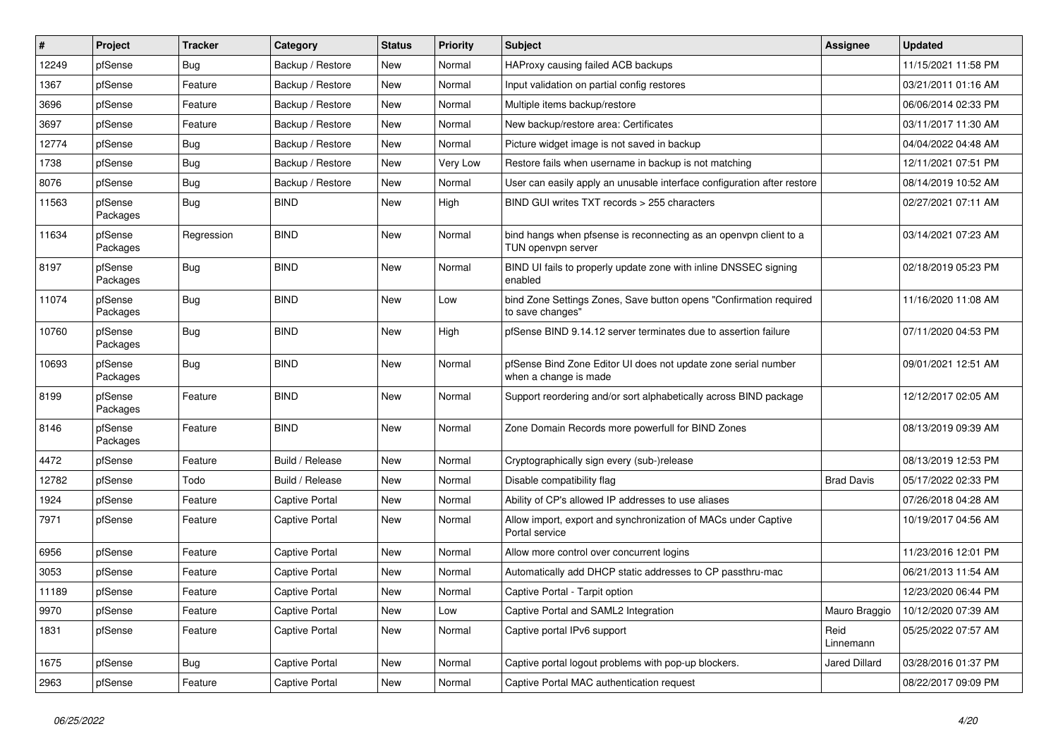| # | Project | Tracker | Category | Status | Priority | Subject | Assignee | Updated |
|---|---|---|---|---|---|---|---|---|
| 12249 | pfSense | Bug | Backup / Restore | New | Normal | HAProxy causing failed ACB backups | | 11/15/2021 11:58 PM |
| 1367 | pfSense | Feature | Backup / Restore | New | Normal | Input validation on partial config restores | | 03/21/2011 01:16 AM |
| 3696 | pfSense | Feature | Backup / Restore | New | Normal | Multiple items backup/restore | | 06/06/2014 02:33 PM |
| 3697 | pfSense | Feature | Backup / Restore | New | Normal | New backup/restore area: Certificates | | 03/11/2017 11:30 AM |
| 12774 | pfSense | Bug | Backup / Restore | New | Normal | Picture widget image is not saved in backup | | 04/04/2022 04:48 AM |
| 1738 | pfSense | Bug | Backup / Restore | New | Very Low | Restore fails when username in backup is not matching | | 12/11/2021 07:51 PM |
| 8076 | pfSense | Bug | Backup / Restore | New | Normal | User can easily apply an unusable interface configuration after restore | | 08/14/2019 10:52 AM |
| 11563 | pfSense Packages | Bug | BIND | New | High | BIND GUI writes TXT records > 255 characters | | 02/27/2021 07:11 AM |
| 11634 | pfSense Packages | Regression | BIND | New | Normal | bind hangs when pfsense is reconnecting as an openvpn client to a TUN openvpn server | | 03/14/2021 07:23 AM |
| 8197 | pfSense Packages | Bug | BIND | New | Normal | BIND UI fails to properly update zone with inline DNSSEC signing enabled | | 02/18/2019 05:23 PM |
| 11074 | pfSense Packages | Bug | BIND | New | Low | bind Zone Settings Zones, Save button opens "Confirmation required to save changes" | | 11/16/2020 11:08 AM |
| 10760 | pfSense Packages | Bug | BIND | New | High | pfSense BIND 9.14.12 server terminates due to assertion failure | | 07/11/2020 04:53 PM |
| 10693 | pfSense Packages | Bug | BIND | New | Normal | pfSense Bind Zone Editor UI does not update zone serial number when a change is made | | 09/01/2021 12:51 AM |
| 8199 | pfSense Packages | Feature | BIND | New | Normal | Support reordering and/or sort alphabetically across BIND package | | 12/12/2017 02:05 AM |
| 8146 | pfSense Packages | Feature | BIND | New | Normal | Zone Domain Records more powerfull for BIND Zones | | 08/13/2019 09:39 AM |
| 4472 | pfSense | Feature | Build / Release | New | Normal | Cryptographically sign every (sub-)release | | 08/13/2019 12:53 PM |
| 12782 | pfSense | Todo | Build / Release | New | Normal | Disable compatibility flag | Brad Davis | 05/17/2022 02:33 PM |
| 1924 | pfSense | Feature | Captive Portal | New | Normal | Ability of CP's allowed IP addresses to use aliases | | 07/26/2018 04:28 AM |
| 7971 | pfSense | Feature | Captive Portal | New | Normal | Allow import, export and synchronization of MACs under Captive Portal service | | 10/19/2017 04:56 AM |
| 6956 | pfSense | Feature | Captive Portal | New | Normal | Allow more control over concurrent logins | | 11/23/2016 12:01 PM |
| 3053 | pfSense | Feature | Captive Portal | New | Normal | Automatically add DHCP static addresses to CP passthru-mac | | 06/21/2013 11:54 AM |
| 11189 | pfSense | Feature | Captive Portal | New | Normal | Captive Portal - Tarpit option | | 12/23/2020 06:44 PM |
| 9970 | pfSense | Feature | Captive Portal | New | Low | Captive Portal and SAML2 Integration | Mauro Braggio | 10/12/2020 07:39 AM |
| 1831 | pfSense | Feature | Captive Portal | New | Normal | Captive portal IPv6 support | Reid Linnemann | 05/25/2022 07:57 AM |
| 1675 | pfSense | Bug | Captive Portal | New | Normal | Captive portal logout problems with pop-up blockers. | Jared Dillard | 03/28/2016 01:37 PM |
| 2963 | pfSense | Feature | Captive Portal | New | Normal | Captive Portal MAC authentication request | | 08/22/2017 09:09 PM |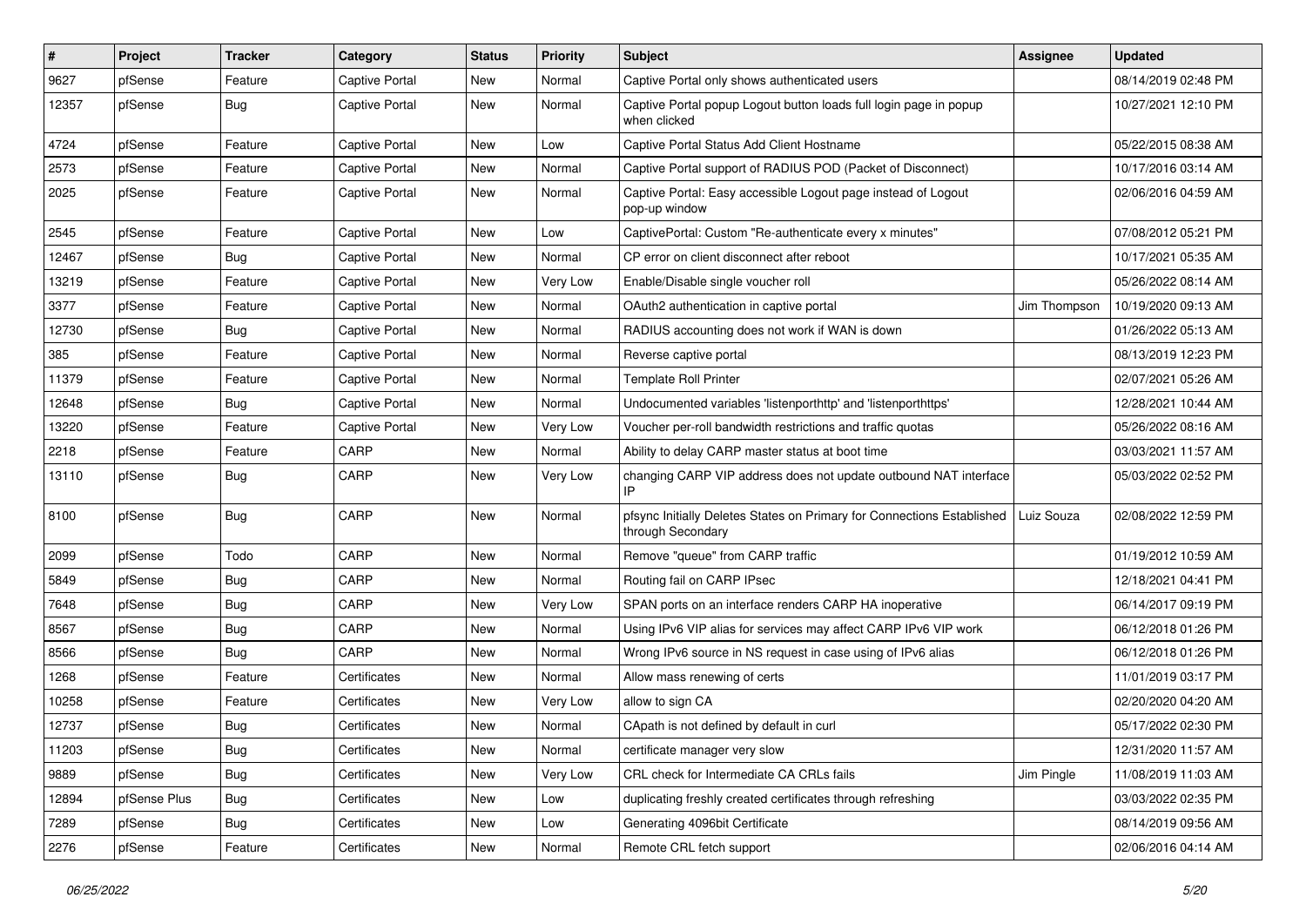| # | Project | Tracker | Category | Status | Priority | Subject | Assignee | Updated |
|---|---|---|---|---|---|---|---|---|
| 9627 | pfSense | Feature | Captive Portal | New | Normal | Captive Portal only shows authenticated users | | 08/14/2019 02:48 PM |
| 12357 | pfSense | Bug | Captive Portal | New | Normal | Captive Portal popup Logout button loads full login page in popup when clicked | | 10/27/2021 12:10 PM |
| 4724 | pfSense | Feature | Captive Portal | New | Low | Captive Portal Status Add Client Hostname | | 05/22/2015 08:38 AM |
| 2573 | pfSense | Feature | Captive Portal | New | Normal | Captive Portal support of RADIUS POD (Packet of Disconnect) | | 10/17/2016 03:14 AM |
| 2025 | pfSense | Feature | Captive Portal | New | Normal | Captive Portal: Easy accessible Logout page instead of Logout pop-up window | | 02/06/2016 04:59 AM |
| 2545 | pfSense | Feature | Captive Portal | New | Low | CaptivePortal: Custom "Re-authenticate every x minutes" | | 07/08/2012 05:21 PM |
| 12467 | pfSense | Bug | Captive Portal | New | Normal | CP error on client disconnect after reboot | | 10/17/2021 05:35 AM |
| 13219 | pfSense | Feature | Captive Portal | New | Very Low | Enable/Disable single voucher roll | | 05/26/2022 08:14 AM |
| 3377 | pfSense | Feature | Captive Portal | New | Normal | OAuth2 authentication in captive portal | Jim Thompson | 10/19/2020 09:13 AM |
| 12730 | pfSense | Bug | Captive Portal | New | Normal | RADIUS accounting does not work if WAN is down | | 01/26/2022 05:13 AM |
| 385 | pfSense | Feature | Captive Portal | New | Normal | Reverse captive portal | | 08/13/2019 12:23 PM |
| 11379 | pfSense | Feature | Captive Portal | New | Normal | Template Roll Printer | | 02/07/2021 05:26 AM |
| 12648 | pfSense | Bug | Captive Portal | New | Normal | Undocumented variables 'listenporthttp' and 'listenporthttps' | | 12/28/2021 10:44 AM |
| 13220 | pfSense | Feature | Captive Portal | New | Very Low | Voucher per-roll bandwidth restrictions and traffic quotas | | 05/26/2022 08:16 AM |
| 2218 | pfSense | Feature | CARP | New | Normal | Ability to delay CARP master status at boot time | | 03/03/2021 11:57 AM |
| 13110 | pfSense | Bug | CARP | New | Very Low | changing CARP VIP address does not update outbound NAT interface IP | | 05/03/2022 02:52 PM |
| 8100 | pfSense | Bug | CARP | New | Normal | pfsync Initially Deletes States on Primary for Connections Established through Secondary | Luiz Souza | 02/08/2022 12:59 PM |
| 2099 | pfSense | Todo | CARP | New | Normal | Remove "queue" from CARP traffic | | 01/19/2012 10:59 AM |
| 5849 | pfSense | Bug | CARP | New | Normal | Routing fail on CARP IPsec | | 12/18/2021 04:41 PM |
| 7648 | pfSense | Bug | CARP | New | Very Low | SPAN ports on an interface renders CARP HA inoperative | | 06/14/2017 09:19 PM |
| 8567 | pfSense | Bug | CARP | New | Normal | Using IPv6 VIP alias for services may affect CARP IPv6 VIP work | | 06/12/2018 01:26 PM |
| 8566 | pfSense | Bug | CARP | New | Normal | Wrong IPv6 source in NS request in case using of IPv6 alias | | 06/12/2018 01:26 PM |
| 1268 | pfSense | Feature | Certificates | New | Normal | Allow mass renewing of certs | | 11/01/2019 03:17 PM |
| 10258 | pfSense | Feature | Certificates | New | Very Low | allow to sign CA | | 02/20/2020 04:20 AM |
| 12737 | pfSense | Bug | Certificates | New | Normal | CApath is not defined by default in curl | | 05/17/2022 02:30 PM |
| 11203 | pfSense | Bug | Certificates | New | Normal | certificate manager very slow | | 12/31/2020 11:57 AM |
| 9889 | pfSense | Bug | Certificates | New | Very Low | CRL check for Intermediate CA CRLs fails | Jim Pingle | 11/08/2019 11:03 AM |
| 12894 | pfSense Plus | Bug | Certificates | New | Low | duplicating freshly created certificates through refreshing | | 03/03/2022 02:35 PM |
| 7289 | pfSense | Bug | Certificates | New | Low | Generating 4096bit Certificate | | 08/14/2019 09:56 AM |
| 2276 | pfSense | Feature | Certificates | New | Normal | Remote CRL fetch support | | 02/06/2016 04:14 AM |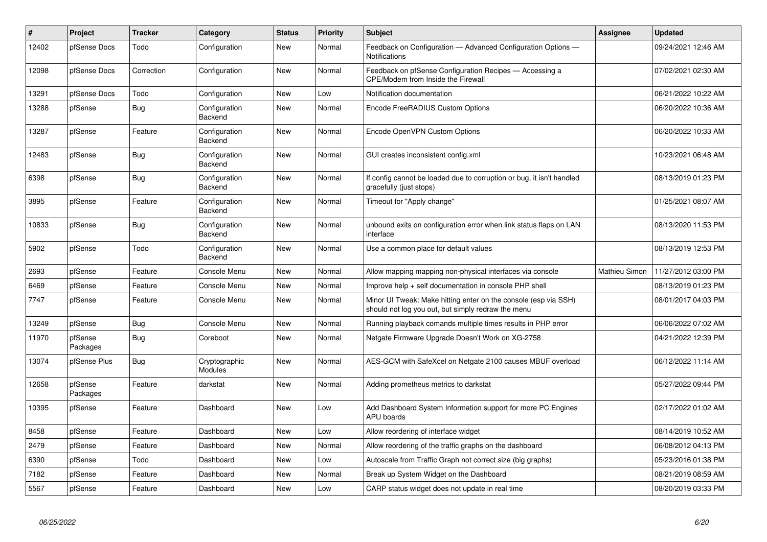| # | Project | Tracker | Category | Status | Priority | Subject | Assignee | Updated |
|---|---|---|---|---|---|---|---|---|
| 12402 | pfSense Docs | Todo | Configuration | New | Normal | Feedback on Configuration — Advanced Configuration Options — Notifications | | 09/24/2021 12:46 AM |
| 12098 | pfSense Docs | Correction | Configuration | New | Normal | Feedback on pfSense Configuration Recipes — Accessing a CPE/Modem from Inside the Firewall | | 07/02/2021 02:30 AM |
| 13291 | pfSense Docs | Todo | Configuration | New | Low | Notification documentation | | 06/21/2022 10:22 AM |
| 13288 | pfSense | Bug | Configuration Backend | New | Normal | Encode FreeRADIUS Custom Options | | 06/20/2022 10:36 AM |
| 13287 | pfSense | Feature | Configuration Backend | New | Normal | Encode OpenVPN Custom Options | | 06/20/2022 10:33 AM |
| 12483 | pfSense | Bug | Configuration Backend | New | Normal | GUI creates inconsistent config.xml | | 10/23/2021 06:48 AM |
| 6398 | pfSense | Bug | Configuration Backend | New | Normal | If config cannot be loaded due to corruption or bug, it isn't handled gracefully (just stops) | | 08/13/2019 01:23 PM |
| 3895 | pfSense | Feature | Configuration Backend | New | Normal | Timeout for "Apply change" | | 01/25/2021 08:07 AM |
| 10833 | pfSense | Bug | Configuration Backend | New | Normal | unbound exits on configuration error when link status flaps on LAN interface | | 08/13/2020 11:53 PM |
| 5902 | pfSense | Todo | Configuration Backend | New | Normal | Use a common place for default values | | 08/13/2019 12:53 PM |
| 2693 | pfSense | Feature | Console Menu | New | Normal | Allow mapping mapping non-physical interfaces via console | Mathieu Simon | 11/27/2012 03:00 PM |
| 6469 | pfSense | Feature | Console Menu | New | Normal | Improve help + self documentation in console PHP shell | | 08/13/2019 01:23 PM |
| 7747 | pfSense | Feature | Console Menu | New | Normal | Minor UI Tweak: Make hitting enter on the console (esp via SSH) should not log you out, but simply redraw the menu | | 08/01/2017 04:03 PM |
| 13249 | pfSense | Bug | Console Menu | New | Normal | Running playback comands multiple times results in PHP error | | 06/06/2022 07:02 AM |
| 11970 | pfSense Packages | Bug | Coreboot | New | Normal | Netgate Firmware Upgrade Doesn't Work on XG-2758 | | 04/21/2022 12:39 PM |
| 13074 | pfSense Plus | Bug | Cryptographic Modules | New | Normal | AES-GCM with SafeXcel on Netgate 2100 causes MBUF overload | | 06/12/2022 11:14 AM |
| 12658 | pfSense Packages | Feature | darkstat | New | Normal | Adding prometheus metrics to darkstat | | 05/27/2022 09:44 PM |
| 10395 | pfSense | Feature | Dashboard | New | Low | Add Dashboard System Information support for more PC Engines APU boards | | 02/17/2022 01:02 AM |
| 8458 | pfSense | Feature | Dashboard | New | Low | Allow reordering of interface widget | | 08/14/2019 10:52 AM |
| 2479 | pfSense | Feature | Dashboard | New | Normal | Allow reordering of the traffic graphs on the dashboard | | 06/08/2012 04:13 PM |
| 6390 | pfSense | Todo | Dashboard | New | Low | Autoscale from Traffic Graph not correct size (big graphs) | | 05/23/2016 01:38 PM |
| 7182 | pfSense | Feature | Dashboard | New | Normal | Break up System Widget on the Dashboard | | 08/21/2019 08:59 AM |
| 5567 | pfSense | Feature | Dashboard | New | Low | CARP status widget does not update in real time | | 08/20/2019 03:33 PM |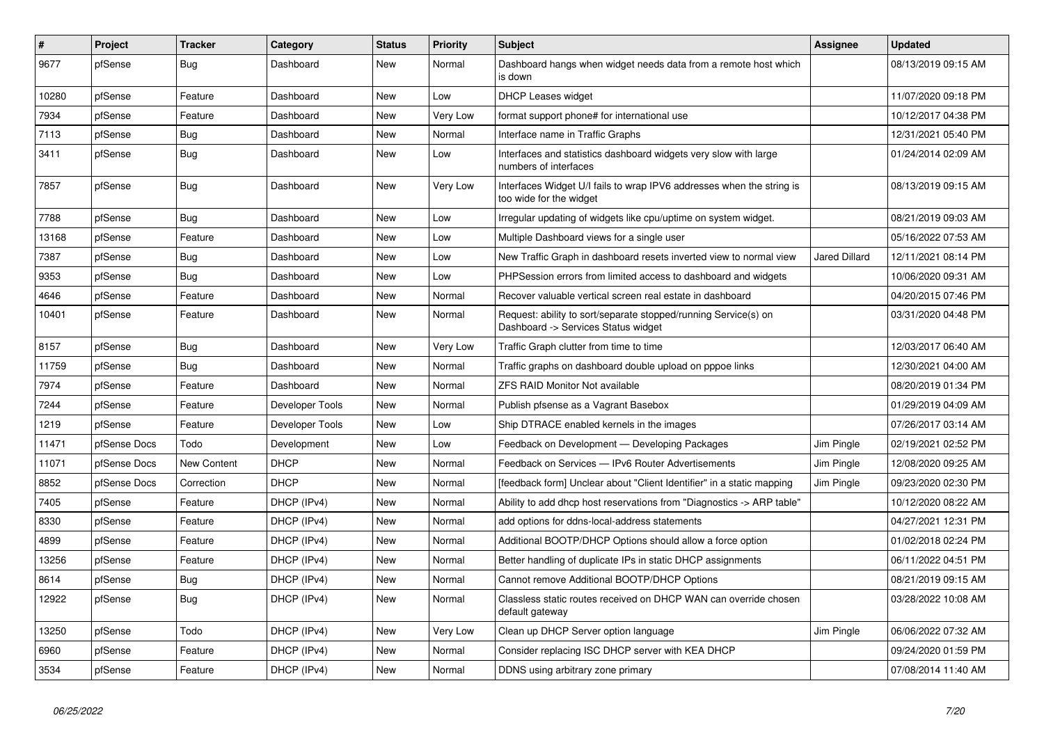| # | Project | Tracker | Category | Status | Priority | Subject | Assignee | Updated |
|---|---|---|---|---|---|---|---|---|
| 9677 | pfSense | Bug | Dashboard | New | Normal | Dashboard hangs when widget needs data from a remote host which is down | | 08/13/2019 09:15 AM |
| 10280 | pfSense | Feature | Dashboard | New | Low | DHCP Leases widget | | 11/07/2020 09:18 PM |
| 7934 | pfSense | Feature | Dashboard | New | Very Low | format support phone# for international use | | 10/12/2017 04:38 PM |
| 7113 | pfSense | Bug | Dashboard | New | Normal | Interface name in Traffic Graphs | | 12/31/2021 05:40 PM |
| 3411 | pfSense | Bug | Dashboard | New | Low | Interfaces and statistics dashboard widgets very slow with large numbers of interfaces | | 01/24/2014 02:09 AM |
| 7857 | pfSense | Bug | Dashboard | New | Very Low | Interfaces Widget U/I fails to wrap IPV6 addresses when the string is too wide for the widget | | 08/13/2019 09:15 AM |
| 7788 | pfSense | Bug | Dashboard | New | Low | Irregular updating of widgets like cpu/uptime on system widget. | | 08/21/2019 09:03 AM |
| 13168 | pfSense | Feature | Dashboard | New | Low | Multiple Dashboard views for a single user | | 05/16/2022 07:53 AM |
| 7387 | pfSense | Bug | Dashboard | New | Low | New Traffic Graph in dashboard resets inverted view to normal view | Jared Dillard | 12/11/2021 08:14 PM |
| 9353 | pfSense | Bug | Dashboard | New | Low | PHPSession errors from limited access to dashboard and widgets | | 10/06/2020 09:31 AM |
| 4646 | pfSense | Feature | Dashboard | New | Normal | Recover valuable vertical screen real estate in dashboard | | 04/20/2015 07:46 PM |
| 10401 | pfSense | Feature | Dashboard | New | Normal | Request: ability to sort/separate stopped/running Service(s) on Dashboard -> Services Status widget | | 03/31/2020 04:48 PM |
| 8157 | pfSense | Bug | Dashboard | New | Very Low | Traffic Graph clutter from time to time | | 12/03/2017 06:40 AM |
| 11759 | pfSense | Bug | Dashboard | New | Normal | Traffic graphs on dashboard double upload on pppoe links | | 12/30/2021 04:00 AM |
| 7974 | pfSense | Feature | Dashboard | New | Normal | ZFS RAID Monitor Not available | | 08/20/2019 01:34 PM |
| 7244 | pfSense | Feature | Developer Tools | New | Normal | Publish pfsense as a Vagrant Basebox | | 01/29/2019 04:09 AM |
| 1219 | pfSense | Feature | Developer Tools | New | Low | Ship DTRACE enabled kernels in the images | | 07/26/2017 03:14 AM |
| 11471 | pfSense Docs | Todo | Development | New | Low | Feedback on Development — Developing Packages | Jim Pingle | 02/19/2021 02:52 PM |
| 11071 | pfSense Docs | New Content | DHCP | New | Normal | Feedback on Services — IPv6 Router Advertisements | Jim Pingle | 12/08/2020 09:25 AM |
| 8852 | pfSense Docs | Correction | DHCP | New | Normal | [feedback form] Unclear about "Client Identifier" in a static mapping | Jim Pingle | 09/23/2020 02:30 PM |
| 7405 | pfSense | Feature | DHCP (IPv4) | New | Normal | Ability to add dhcp host reservations from "Diagnostics -> ARP table" | | 10/12/2020 08:22 AM |
| 8330 | pfSense | Feature | DHCP (IPv4) | New | Normal | add options for ddns-local-address statements | | 04/27/2021 12:31 PM |
| 4899 | pfSense | Feature | DHCP (IPv4) | New | Normal | Additional BOOTP/DHCP Options should allow a force option | | 01/02/2018 02:24 PM |
| 13256 | pfSense | Feature | DHCP (IPv4) | New | Normal | Better handling of duplicate IPs in static DHCP assignments | | 06/11/2022 04:51 PM |
| 8614 | pfSense | Bug | DHCP (IPv4) | New | Normal | Cannot remove Additional BOOTP/DHCP Options | | 08/21/2019 09:15 AM |
| 12922 | pfSense | Bug | DHCP (IPv4) | New | Normal | Classless static routes received on DHCP WAN can override chosen default gateway | | 03/28/2022 10:08 AM |
| 13250 | pfSense | Todo | DHCP (IPv4) | New | Very Low | Clean up DHCP Server option language | Jim Pingle | 06/06/2022 07:32 AM |
| 6960 | pfSense | Feature | DHCP (IPv4) | New | Normal | Consider replacing ISC DHCP server with KEA DHCP | | 09/24/2020 01:59 PM |
| 3534 | pfSense | Feature | DHCP (IPv4) | New | Normal | DDNS using arbitrary zone primary | | 07/08/2014 11:40 AM |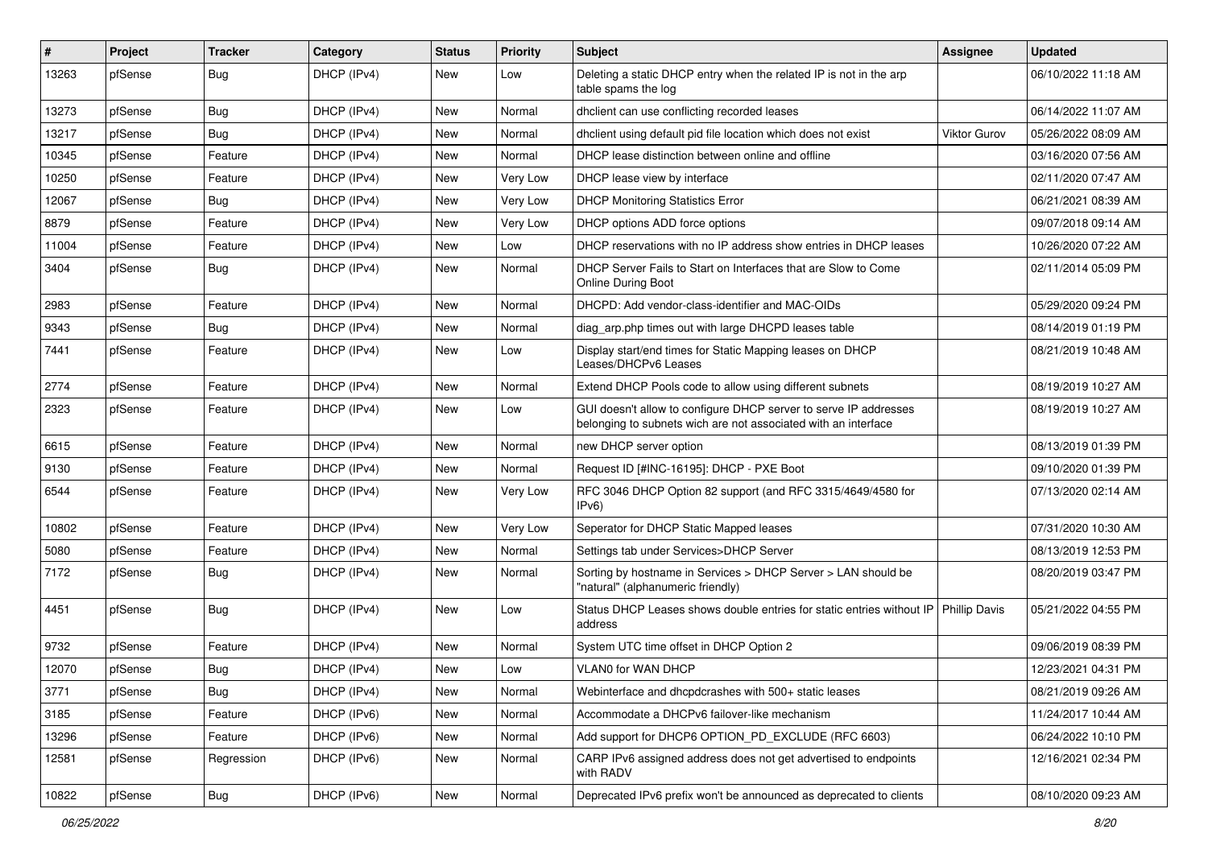| # | Project | Tracker | Category | Status | Priority | Subject | Assignee | Updated |
|---|---|---|---|---|---|---|---|---|
| 13263 | pfSense | Bug | DHCP (IPv4) | New | Low | Deleting a static DHCP entry when the related IP is not in the arp table spams the log | | 06/10/2022 11:18 AM |
| 13273 | pfSense | Bug | DHCP (IPv4) | New | Normal | dhclient can use conflicting recorded leases | | 06/14/2022 11:07 AM |
| 13217 | pfSense | Bug | DHCP (IPv4) | New | Normal | dhclient using default pid file location which does not exist | Viktor Gurov | 05/26/2022 08:09 AM |
| 10345 | pfSense | Feature | DHCP (IPv4) | New | Normal | DHCP lease distinction between online and offline | | 03/16/2020 07:56 AM |
| 10250 | pfSense | Feature | DHCP (IPv4) | New | Very Low | DHCP lease view by interface | | 02/11/2020 07:47 AM |
| 12067 | pfSense | Bug | DHCP (IPv4) | New | Very Low | DHCP Monitoring Statistics Error | | 06/21/2021 08:39 AM |
| 8879 | pfSense | Feature | DHCP (IPv4) | New | Very Low | DHCP options ADD force options | | 09/07/2018 09:14 AM |
| 11004 | pfSense | Feature | DHCP (IPv4) | New | Low | DHCP reservations with no IP address show entries in DHCP leases | | 10/26/2020 07:22 AM |
| 3404 | pfSense | Bug | DHCP (IPv4) | New | Normal | DHCP Server Fails to Start on Interfaces that are Slow to Come Online During Boot | | 02/11/2014 05:09 PM |
| 2983 | pfSense | Feature | DHCP (IPv4) | New | Normal | DHCPD: Add vendor-class-identifier and MAC-OIDs | | 05/29/2020 09:24 PM |
| 9343 | pfSense | Bug | DHCP (IPv4) | New | Normal | diag_arp.php times out with large DHCPD leases table | | 08/14/2019 01:19 PM |
| 7441 | pfSense | Feature | DHCP (IPv4) | New | Low | Display start/end times for Static Mapping leases on DHCP Leases/DHCPv6 Leases | | 08/21/2019 10:48 AM |
| 2774 | pfSense | Feature | DHCP (IPv4) | New | Normal | Extend DHCP Pools code to allow using different subnets | | 08/19/2019 10:27 AM |
| 2323 | pfSense | Feature | DHCP (IPv4) | New | Low | GUI doesn't allow to configure DHCP server to serve IP addresses belonging to subnets wich are not associated with an interface | | 08/19/2019 10:27 AM |
| 6615 | pfSense | Feature | DHCP (IPv4) | New | Normal | new DHCP server option | | 08/13/2019 01:39 PM |
| 9130 | pfSense | Feature | DHCP (IPv4) | New | Normal | Request ID [#INC-16195]: DHCP - PXE Boot | | 09/10/2020 01:39 PM |
| 6544 | pfSense | Feature | DHCP (IPv4) | New | Very Low | RFC 3046 DHCP Option 82 support (and RFC 3315/4649/4580 for IPv6) | | 07/13/2020 02:14 AM |
| 10802 | pfSense | Feature | DHCP (IPv4) | New | Very Low | Seperator for DHCP Static Mapped leases | | 07/31/2020 10:30 AM |
| 5080 | pfSense | Feature | DHCP (IPv4) | New | Normal | Settings tab under Services>DHCP Server | | 08/13/2019 12:53 PM |
| 7172 | pfSense | Bug | DHCP (IPv4) | New | Normal | Sorting by hostname in Services > DHCP Server > LAN should be "natural" (alphanumeric friendly) | | 08/20/2019 03:47 PM |
| 4451 | pfSense | Bug | DHCP (IPv4) | New | Low | Status DHCP Leases shows double entries for static entries without IP address | Phillip Davis | 05/21/2022 04:55 PM |
| 9732 | pfSense | Feature | DHCP (IPv4) | New | Normal | System UTC time offset in DHCP Option 2 | | 09/06/2019 08:39 PM |
| 12070 | pfSense | Bug | DHCP (IPv4) | New | Low | VLAN0 for WAN DHCP | | 12/23/2021 04:31 PM |
| 3771 | pfSense | Bug | DHCP (IPv4) | New | Normal | Webinterface and dhcpdcrashes with 500+ static leases | | 08/21/2019 09:26 AM |
| 3185 | pfSense | Feature | DHCP (IPv6) | New | Normal | Accommodate a DHCPv6 failover-like mechanism | | 11/24/2017 10:44 AM |
| 13296 | pfSense | Feature | DHCP (IPv6) | New | Normal | Add support for DHCP6 OPTION_PD_EXCLUDE (RFC 6603) | | 06/24/2022 10:10 PM |
| 12581 | pfSense | Regression | DHCP (IPv6) | New | Normal | CARP IPv6 assigned address does not get advertised to endpoints with RADV | | 12/16/2021 02:34 PM |
| 10822 | pfSense | Bug | DHCP (IPv6) | New | Normal | Deprecated IPv6 prefix won't be announced as deprecated to clients | | 08/10/2020 09:23 AM |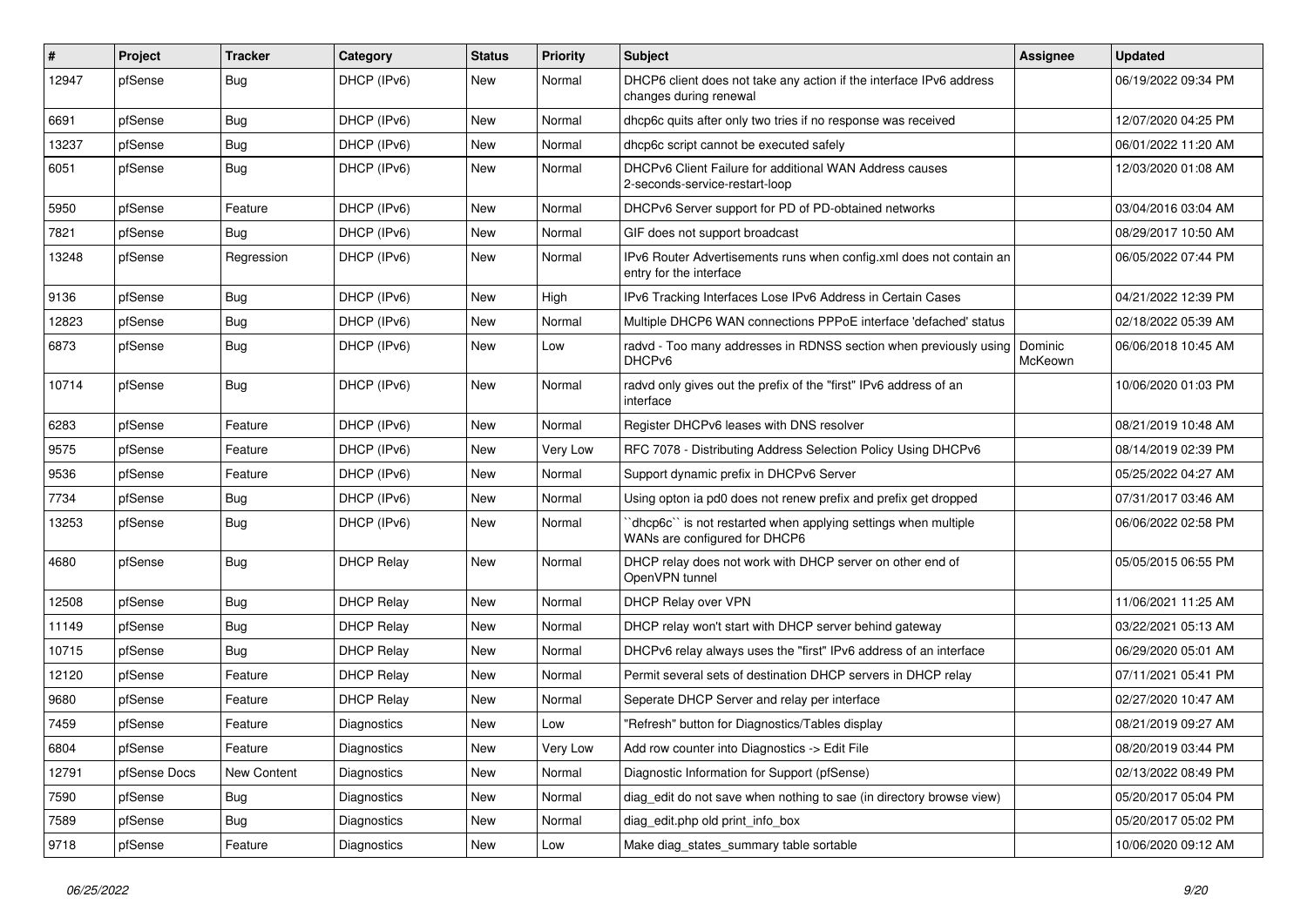| # | Project | Tracker | Category | Status | Priority | Subject | Assignee | Updated |
|---|---|---|---|---|---|---|---|---|
| 12947 | pfSense | Bug | DHCP (IPv6) | New | Normal | DHCP6 client does not take any action if the interface IPv6 address changes during renewal | | 06/19/2022 09:34 PM |
| 6691 | pfSense | Bug | DHCP (IPv6) | New | Normal | dhcp6c quits after only two tries if no response was received | | 12/07/2020 04:25 PM |
| 13237 | pfSense | Bug | DHCP (IPv6) | New | Normal | dhcp6c script cannot be executed safely | | 06/01/2022 11:20 AM |
| 6051 | pfSense | Bug | DHCP (IPv6) | New | Normal | DHCPv6 Client Failure for additional WAN Address causes 2-seconds-service-restart-loop | | 12/03/2020 01:08 AM |
| 5950 | pfSense | Feature | DHCP (IPv6) | New | Normal | DHCPv6 Server support for PD of PD-obtained networks | | 03/04/2016 03:04 AM |
| 7821 | pfSense | Bug | DHCP (IPv6) | New | Normal | GIF does not support broadcast | | 08/29/2017 10:50 AM |
| 13248 | pfSense | Regression | DHCP (IPv6) | New | Normal | IPv6 Router Advertisements runs when config.xml does not contain an entry for the interface | | 06/05/2022 07:44 PM |
| 9136 | pfSense | Bug | DHCP (IPv6) | New | High | IPv6 Tracking Interfaces Lose IPv6 Address in Certain Cases | | 04/21/2022 12:39 PM |
| 12823 | pfSense | Bug | DHCP (IPv6) | New | Normal | Multiple DHCP6 WAN connections PPPoE interface 'defached' status | | 02/18/2022 05:39 AM |
| 6873 | pfSense | Bug | DHCP (IPv6) | New | Low | radvd - Too many addresses in RDNSS section when previously using DHCPv6 | Dominic McKeown | 06/06/2018 10:45 AM |
| 10714 | pfSense | Bug | DHCP (IPv6) | New | Normal | radvd only gives out the prefix of the "first" IPv6 address of an interface | | 10/06/2020 01:03 PM |
| 6283 | pfSense | Feature | DHCP (IPv6) | New | Normal | Register DHCPv6 leases with DNS resolver | | 08/21/2019 10:48 AM |
| 9575 | pfSense | Feature | DHCP (IPv6) | New | Very Low | RFC 7078 - Distributing Address Selection Policy Using DHCPv6 | | 08/14/2019 02:39 PM |
| 9536 | pfSense | Feature | DHCP (IPv6) | New | Normal | Support dynamic prefix in DHCPv6 Server | | 05/25/2022 04:27 AM |
| 7734 | pfSense | Bug | DHCP (IPv6) | New | Normal | Using opton ia pd0 does not renew prefix and prefix get dropped | | 07/31/2017 03:46 AM |
| 13253 | pfSense | Bug | DHCP (IPv6) | New | Normal | ``dhcp6c`` is not restarted when applying settings when multiple WANs are configured for DHCP6 | | 06/06/2022 02:58 PM |
| 4680 | pfSense | Bug | DHCP Relay | New | Normal | DHCP relay does not work with DHCP server on other end of OpenVPN tunnel | | 05/05/2015 06:55 PM |
| 12508 | pfSense | Bug | DHCP Relay | New | Normal | DHCP Relay over VPN | | 11/06/2021 11:25 AM |
| 11149 | pfSense | Bug | DHCP Relay | New | Normal | DHCP relay won't start with DHCP server behind gateway | | 03/22/2021 05:13 AM |
| 10715 | pfSense | Bug | DHCP Relay | New | Normal | DHCPv6 relay always uses the "first" IPv6 address of an interface | | 06/29/2020 05:01 AM |
| 12120 | pfSense | Feature | DHCP Relay | New | Normal | Permit several sets of destination DHCP servers in DHCP relay | | 07/11/2021 05:41 PM |
| 9680 | pfSense | Feature | DHCP Relay | New | Normal | Seperate DHCP Server and relay per interface | | 02/27/2020 10:47 AM |
| 7459 | pfSense | Feature | Diagnostics | New | Low | "Refresh" button for Diagnostics/Tables display | | 08/21/2019 09:27 AM |
| 6804 | pfSense | Feature | Diagnostics | New | Very Low | Add row counter into Diagnostics -> Edit File | | 08/20/2019 03:44 PM |
| 12791 | pfSense Docs | New Content | Diagnostics | New | Normal | Diagnostic Information for Support (pfSense) | | 02/13/2022 08:49 PM |
| 7590 | pfSense | Bug | Diagnostics | New | Normal | diag_edit do not save when nothing to sae (in directory browse view) | | 05/20/2017 05:04 PM |
| 7589 | pfSense | Bug | Diagnostics | New | Normal | diag_edit.php old print_info_box | | 05/20/2017 05:02 PM |
| 9718 | pfSense | Feature | Diagnostics | New | Low | Make diag_states_summary table sortable | | 10/06/2020 09:12 AM |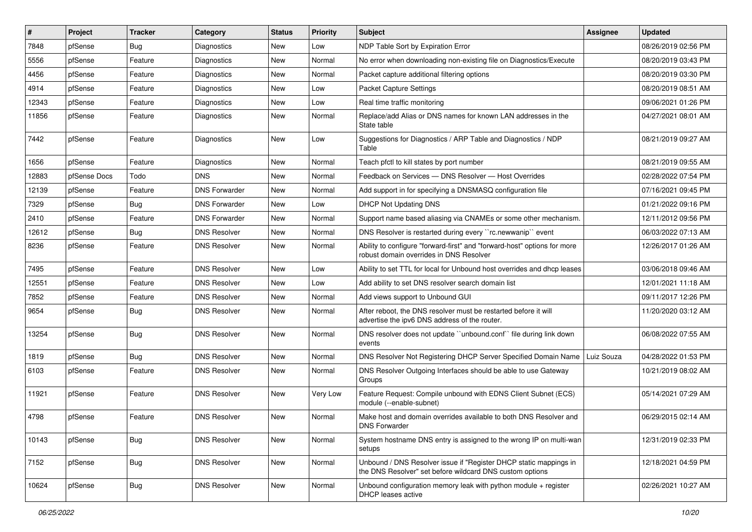| # | Project | Tracker | Category | Status | Priority | Subject | Assignee | Updated |
|---|---|---|---|---|---|---|---|---|
| 7848 | pfSense | Bug | Diagnostics | New | Low | NDP Table Sort by Expiration Error | | 08/26/2019 02:56 PM |
| 5556 | pfSense | Feature | Diagnostics | New | Normal | No error when downloading non-existing file on Diagnostics/Execute | | 08/20/2019 03:43 PM |
| 4456 | pfSense | Feature | Diagnostics | New | Normal | Packet capture additional filtering options | | 08/20/2019 03:30 PM |
| 4914 | pfSense | Feature | Diagnostics | New | Low | Packet Capture Settings | | 08/20/2019 08:51 AM |
| 12343 | pfSense | Feature | Diagnostics | New | Low | Real time traffic monitoring | | 09/06/2021 01:26 PM |
| 11856 | pfSense | Feature | Diagnostics | New | Normal | Replace/add Alias or DNS names for known LAN addresses in the State table | | 04/27/2021 08:01 AM |
| 7442 | pfSense | Feature | Diagnostics | New | Low | Suggestions for Diagnostics / ARP Table and Diagnostics / NDP Table | | 08/21/2019 09:27 AM |
| 1656 | pfSense | Feature | Diagnostics | New | Normal | Teach pfctl to kill states by port number | | 08/21/2019 09:55 AM |
| 12883 | pfSense Docs | Todo | DNS | New | Normal | Feedback on Services — DNS Resolver — Host Overrides | | 02/28/2022 07:54 PM |
| 12139 | pfSense | Feature | DNS Forwarder | New | Normal | Add support in for specifying a DNSMASQ configuration file | | 07/16/2021 09:45 PM |
| 7329 | pfSense | Bug | DNS Forwarder | New | Low | DHCP Not Updating DNS | | 01/21/2022 09:16 PM |
| 2410 | pfSense | Feature | DNS Forwarder | New | Normal | Support name based aliasing via CNAMEs or some other mechanism. | | 12/11/2012 09:56 PM |
| 12612 | pfSense | Bug | DNS Resolver | New | Normal | DNS Resolver is restarted during every ``rc.newwanip`` event | | 06/03/2022 07:13 AM |
| 8236 | pfSense | Feature | DNS Resolver | New | Normal | Ability to configure "forward-first" and "forward-host" options for more robust domain overrides in DNS Resolver | | 12/26/2017 01:26 AM |
| 7495 | pfSense | Feature | DNS Resolver | New | Low | Ability to set TTL for local for Unbound host overrides and dhcp leases | | 03/06/2018 09:46 AM |
| 12551 | pfSense | Feature | DNS Resolver | New | Low | Add ability to set DNS resolver search domain list | | 12/01/2021 11:18 AM |
| 7852 | pfSense | Feature | DNS Resolver | New | Normal | Add views support to Unbound GUI | | 09/11/2017 12:26 PM |
| 9654 | pfSense | Bug | DNS Resolver | New | Normal | After reboot, the DNS resolver must be restarted before it will advertise the ipv6 DNS address of the router. | | 11/20/2020 03:12 AM |
| 13254 | pfSense | Bug | DNS Resolver | New | Normal | DNS resolver does not update ``unbound.conf`` file during link down events | | 06/08/2022 07:55 AM |
| 1819 | pfSense | Bug | DNS Resolver | New | Normal | DNS Resolver Not Registering DHCP Server Specified Domain Name | Luiz Souza | 04/28/2022 01:53 PM |
| 6103 | pfSense | Feature | DNS Resolver | New | Normal | DNS Resolver Outgoing Interfaces should be able to use Gateway Groups | | 10/21/2019 08:02 AM |
| 11921 | pfSense | Feature | DNS Resolver | New | Very Low | Feature Request: Compile unbound with EDNS Client Subnet (ECS) module (--enable-subnet) | | 05/14/2021 07:29 AM |
| 4798 | pfSense | Feature | DNS Resolver | New | Normal | Make host and domain overrides available to both DNS Resolver and DNS Forwarder | | 06/29/2015 02:14 AM |
| 10143 | pfSense | Bug | DNS Resolver | New | Normal | System hostname DNS entry is assigned to the wrong IP on multi-wan setups | | 12/31/2019 02:33 PM |
| 7152 | pfSense | Bug | DNS Resolver | New | Normal | Unbound / DNS Resolver issue if "Register DHCP static mappings in the DNS Resolver" set before wildcard DNS custom options | | 12/18/2021 04:59 PM |
| 10624 | pfSense | Bug | DNS Resolver | New | Normal | Unbound configuration memory leak with python module + register DHCP leases active | | 02/26/2021 10:27 AM |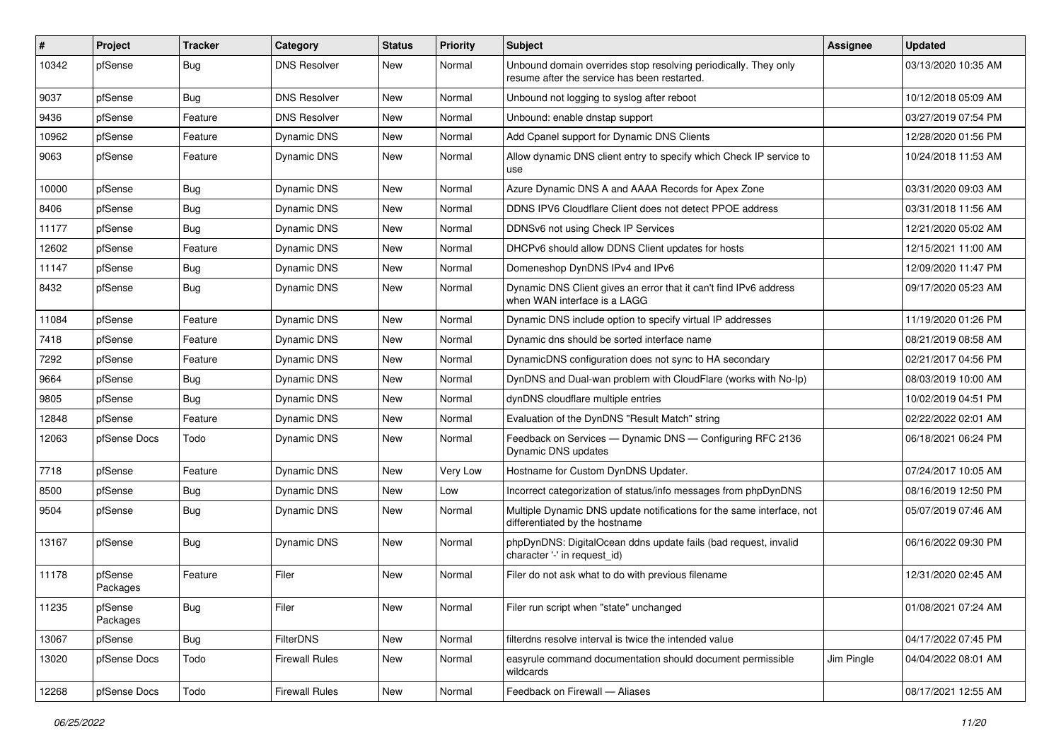| # | Project | Tracker | Category | Status | Priority | Subject | Assignee | Updated |
|---|---|---|---|---|---|---|---|---|
| 10342 | pfSense | Bug | DNS Resolver | New | Normal | Unbound domain overrides stop resolving periodically. They only resume after the service has been restarted. | | 03/13/2020 10:35 AM |
| 9037 | pfSense | Bug | DNS Resolver | New | Normal | Unbound not logging to syslog after reboot | | 10/12/2018 05:09 AM |
| 9436 | pfSense | Feature | DNS Resolver | New | Normal | Unbound: enable dnstap support | | 03/27/2019 07:54 PM |
| 10962 | pfSense | Feature | Dynamic DNS | New | Normal | Add Cpanel support for Dynamic DNS Clients | | 12/28/2020 01:56 PM |
| 9063 | pfSense | Feature | Dynamic DNS | New | Normal | Allow dynamic DNS client entry to specify which Check IP service to use | | 10/24/2018 11:53 AM |
| 10000 | pfSense | Bug | Dynamic DNS | New | Normal | Azure Dynamic DNS A and AAAA Records for Apex Zone | | 03/31/2020 09:03 AM |
| 8406 | pfSense | Bug | Dynamic DNS | New | Normal | DDNS IPV6 Cloudflare Client does not detect PPOE address | | 03/31/2018 11:56 AM |
| 11177 | pfSense | Bug | Dynamic DNS | New | Normal | DDNSv6 not using Check IP Services | | 12/21/2020 05:02 AM |
| 12602 | pfSense | Feature | Dynamic DNS | New | Normal | DHCPv6 should allow DDNS Client updates for hosts | | 12/15/2021 11:00 AM |
| 11147 | pfSense | Bug | Dynamic DNS | New | Normal | Domeneshop DynDNS IPv4 and IPv6 | | 12/09/2020 11:47 PM |
| 8432 | pfSense | Bug | Dynamic DNS | New | Normal | Dynamic DNS Client gives an error that it can't find IPv6 address when WAN interface is a LAGG | | 09/17/2020 05:23 AM |
| 11084 | pfSense | Feature | Dynamic DNS | New | Normal | Dynamic DNS include option to specify virtual IP addresses | | 11/19/2020 01:26 PM |
| 7418 | pfSense | Feature | Dynamic DNS | New | Normal | Dynamic dns should be sorted interface name | | 08/21/2019 08:58 AM |
| 7292 | pfSense | Feature | Dynamic DNS | New | Normal | DynamicDNS configuration does not sync to HA secondary | | 02/21/2017 04:56 PM |
| 9664 | pfSense | Bug | Dynamic DNS | New | Normal | DynDNS and Dual-wan problem with CloudFlare (works with No-Ip) | | 08/03/2019 10:00 AM |
| 9805 | pfSense | Bug | Dynamic DNS | New | Normal | dynDNS cloudflare multiple entries | | 10/02/2019 04:51 PM |
| 12848 | pfSense | Feature | Dynamic DNS | New | Normal | Evaluation of the DynDNS "Result Match" string | | 02/22/2022 02:01 AM |
| 12063 | pfSense Docs | Todo | Dynamic DNS | New | Normal | Feedback on Services — Dynamic DNS — Configuring RFC 2136 Dynamic DNS updates | | 06/18/2021 06:24 PM |
| 7718 | pfSense | Feature | Dynamic DNS | New | Very Low | Hostname for Custom DynDNS Updater. | | 07/24/2017 10:05 AM |
| 8500 | pfSense | Bug | Dynamic DNS | New | Low | Incorrect categorization of status/info messages from phpDynDNS | | 08/16/2019 12:50 PM |
| 9504 | pfSense | Bug | Dynamic DNS | New | Normal | Multiple Dynamic DNS update notifications for the same interface, not differentiated by the hostname | | 05/07/2019 07:46 AM |
| 13167 | pfSense | Bug | Dynamic DNS | New | Normal | phpDynDNS: DigitalOcean ddns update fails (bad request, invalid character '-' in request_id) | | 06/16/2022 09:30 PM |
| 11178 | pfSense Packages | Feature | Filer | New | Normal | Filer do not ask what to do with previous filename | | 12/31/2020 02:45 AM |
| 11235 | pfSense Packages | Bug | Filer | New | Normal | Filer run script when "state" unchanged | | 01/08/2021 07:24 AM |
| 13067 | pfSense | Bug | FilterDNS | New | Normal | filterdns resolve interval is twice the intended value | | 04/17/2022 07:45 PM |
| 13020 | pfSense Docs | Todo | Firewall Rules | New | Normal | easyrule command documentation should document permissible wildcards | Jim Pingle | 04/04/2022 08:01 AM |
| 12268 | pfSense Docs | Todo | Firewall Rules | New | Normal | Feedback on Firewall — Aliases | | 08/17/2021 12:55 AM |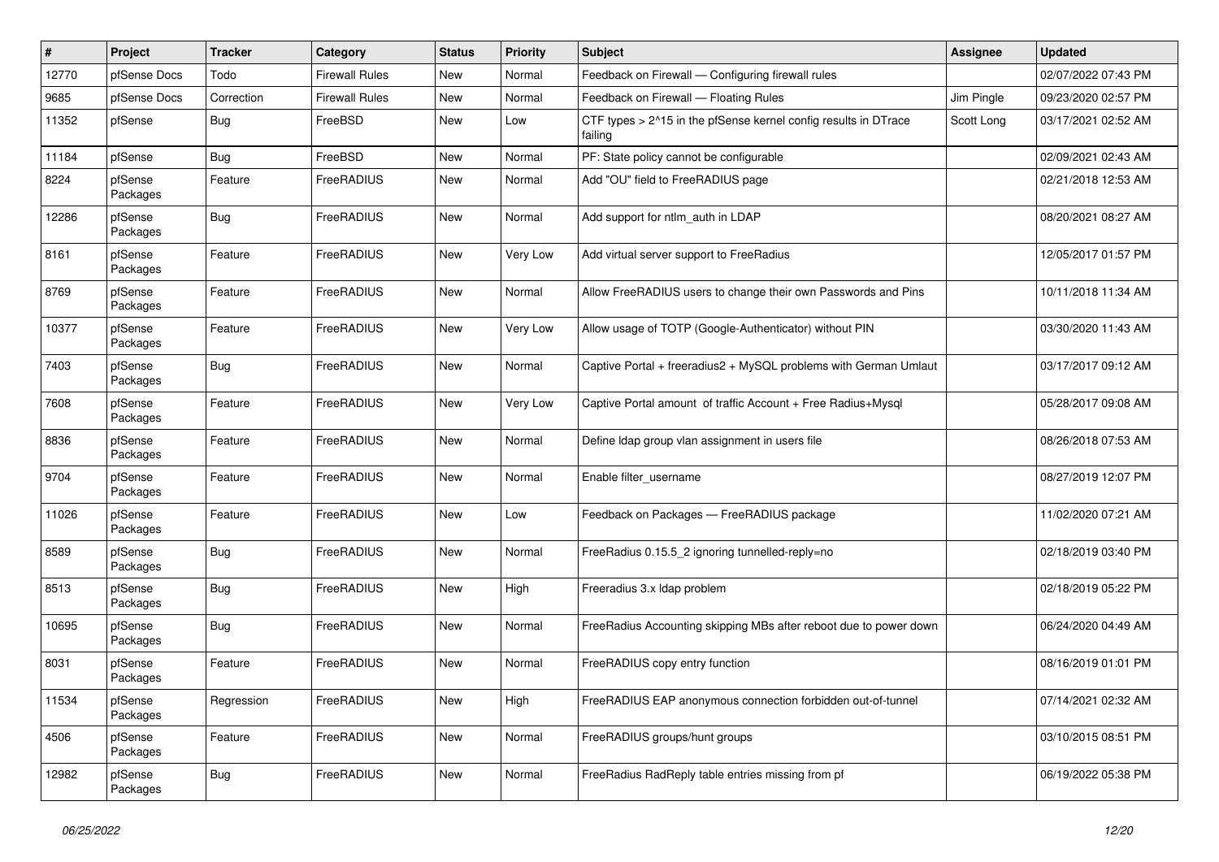| # | Project | Tracker | Category | Status | Priority | Subject | Assignee | Updated |
|---|---|---|---|---|---|---|---|---|
| 12770 | pfSense Docs | Todo | Firewall Rules | New | Normal | Feedback on Firewall — Configuring firewall rules | | 02/07/2022 07:43 PM |
| 9685 | pfSense Docs | Correction | Firewall Rules | New | Normal | Feedback on Firewall — Floating Rules | Jim Pingle | 09/23/2020 02:57 PM |
| 11352 | pfSense | Bug | FreeBSD | New | Low | CTF types > 2^15 in the pfSense kernel config results in DTrace failing | Scott Long | 03/17/2021 02:52 AM |
| 11184 | pfSense | Bug | FreeBSD | New | Normal | PF: State policy cannot be configurable | | 02/09/2021 02:43 AM |
| 8224 | pfSense Packages | Feature | FreeRADIUS | New | Normal | Add "OU" field to FreeRADIUS page | | 02/21/2018 12:53 AM |
| 12286 | pfSense Packages | Bug | FreeRADIUS | New | Normal | Add support for ntlm_auth in LDAP | | 08/20/2021 08:27 AM |
| 8161 | pfSense Packages | Feature | FreeRADIUS | New | Very Low | Add virtual server support to FreeRadius | | 12/05/2017 01:57 PM |
| 8769 | pfSense Packages | Feature | FreeRADIUS | New | Normal | Allow FreeRADIUS users to change their own Passwords and Pins | | 10/11/2018 11:34 AM |
| 10377 | pfSense Packages | Feature | FreeRADIUS | New | Very Low | Allow usage of TOTP (Google-Authenticator) without PIN | | 03/30/2020 11:43 AM |
| 7403 | pfSense Packages | Bug | FreeRADIUS | New | Normal | Captive Portal + freeradius2 + MySQL problems with German Umlaut | | 03/17/2017 09:12 AM |
| 7608 | pfSense Packages | Feature | FreeRADIUS | New | Very Low | Captive Portal amount of traffic Account + Free Radius+Mysql | | 05/28/2017 09:08 AM |
| 8836 | pfSense Packages | Feature | FreeRADIUS | New | Normal | Define ldap group vlan assignment in users file | | 08/26/2018 07:53 AM |
| 9704 | pfSense Packages | Feature | FreeRADIUS | New | Normal | Enable filter_username | | 08/27/2019 12:07 PM |
| 11026 | pfSense Packages | Feature | FreeRADIUS | New | Low | Feedback on Packages — FreeRADIUS package | | 11/02/2020 07:21 AM |
| 8589 | pfSense Packages | Bug | FreeRADIUS | New | Normal | FreeRadius 0.15.5_2 ignoring tunnelled-reply=no | | 02/18/2019 03:40 PM |
| 8513 | pfSense Packages | Bug | FreeRADIUS | New | High | Freeradius 3.x ldap problem | | 02/18/2019 05:22 PM |
| 10695 | pfSense Packages | Bug | FreeRADIUS | New | Normal | FreeRadius Accounting skipping MBs after reboot due to power down | | 06/24/2020 04:49 AM |
| 8031 | pfSense Packages | Feature | FreeRADIUS | New | Normal | FreeRADIUS copy entry function | | 08/16/2019 01:01 PM |
| 11534 | pfSense Packages | Regression | FreeRADIUS | New | High | FreeRADIUS EAP anonymous connection forbidden out-of-tunnel | | 07/14/2021 02:32 AM |
| 4506 | pfSense Packages | Feature | FreeRADIUS | New | Normal | FreeRADIUS groups/hunt groups | | 03/10/2015 08:51 PM |
| 12982 | pfSense Packages | Bug | FreeRADIUS | New | Normal | FreeRadius RadReply table entries missing from pf | | 06/19/2022 05:38 PM |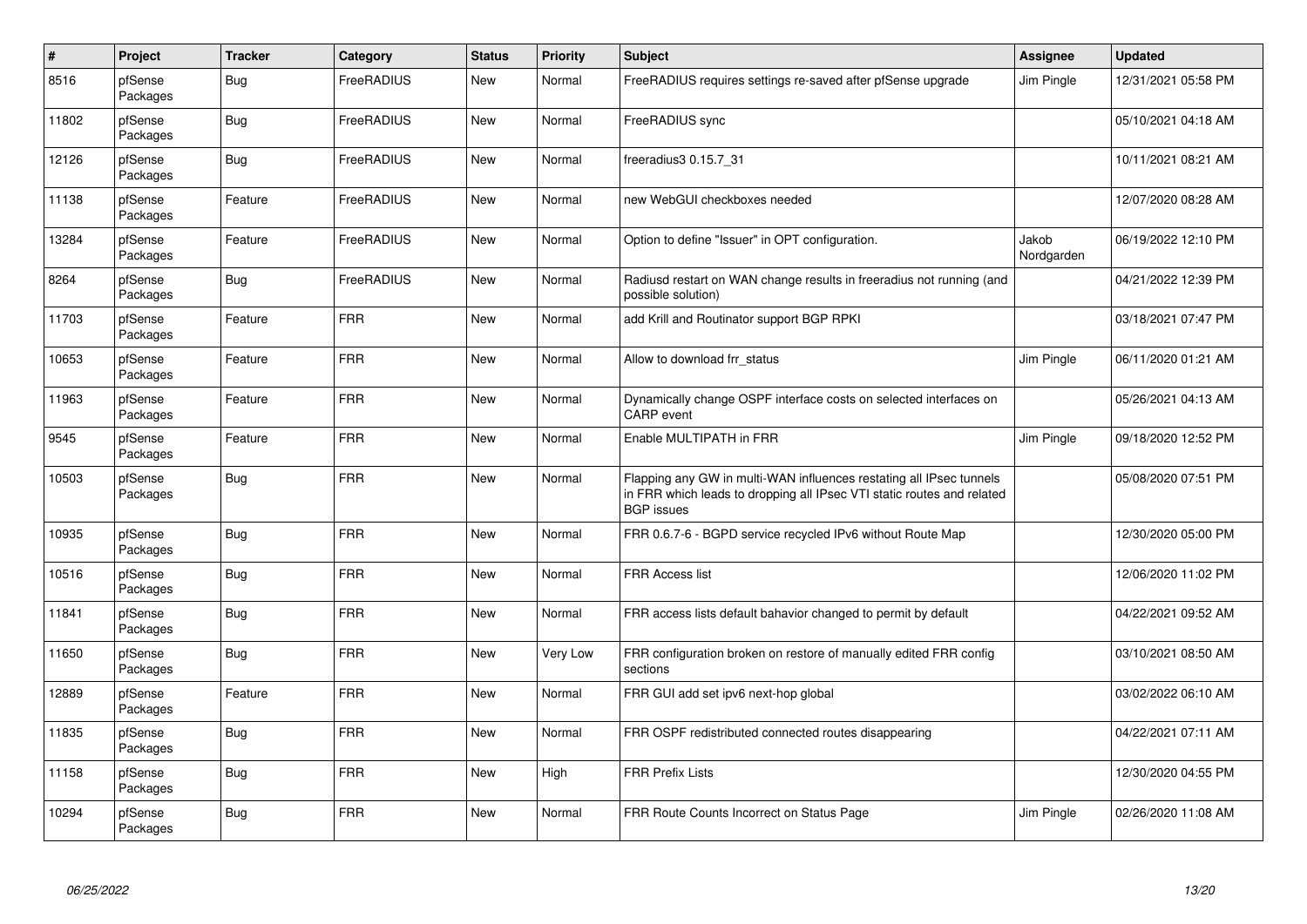| # | Project | Tracker | Category | Status | Priority | Subject | Assignee | Updated |
|---|---|---|---|---|---|---|---|---|
| 8516 | pfSense Packages | Bug | FreeRADIUS | New | Normal | FreeRADIUS requires settings re-saved after pfSense upgrade | Jim Pingle | 12/31/2021 05:58 PM |
| 11802 | pfSense Packages | Bug | FreeRADIUS | New | Normal | FreeRADIUS sync | | 05/10/2021 04:18 AM |
| 12126 | pfSense Packages | Bug | FreeRADIUS | New | Normal | freeradius3 0.15.7_31 | | 10/11/2021 08:21 AM |
| 11138 | pfSense Packages | Feature | FreeRADIUS | New | Normal | new WebGUI checkboxes needed | | 12/07/2020 08:28 AM |
| 13284 | pfSense Packages | Feature | FreeRADIUS | New | Normal | Option to define "Issuer" in OPT configuration. | Jakob Nordgarden | 06/19/2022 12:10 PM |
| 8264 | pfSense Packages | Bug | FreeRADIUS | New | Normal | Radiusd restart on WAN change results in freeradius not running (and possible solution) | | 04/21/2022 12:39 PM |
| 11703 | pfSense Packages | Feature | FRR | New | Normal | add Krill and Routinator support BGP RPKI | | 03/18/2021 07:47 PM |
| 10653 | pfSense Packages | Feature | FRR | New | Normal | Allow to download frr_status | Jim Pingle | 06/11/2020 01:21 AM |
| 11963 | pfSense Packages | Feature | FRR | New | Normal | Dynamically change OSPF interface costs on selected interfaces on CARP event | | 05/26/2021 04:13 AM |
| 9545 | pfSense Packages | Feature | FRR | New | Normal | Enable MULTIPATH in FRR | Jim Pingle | 09/18/2020 12:52 PM |
| 10503 | pfSense Packages | Bug | FRR | New | Normal | Flapping any GW in multi-WAN influences restating all IPsec tunnels in FRR which leads to dropping all IPsec VTI static routes and related BGP issues | | 05/08/2020 07:51 PM |
| 10935 | pfSense Packages | Bug | FRR | New | Normal | FRR 0.6.7-6 - BGPD service recycled IPv6 without Route Map | | 12/30/2020 05:00 PM |
| 10516 | pfSense Packages | Bug | FRR | New | Normal | FRR Access list | | 12/06/2020 11:02 PM |
| 11841 | pfSense Packages | Bug | FRR | New | Normal | FRR access lists default bahavior changed to permit by default | | 04/22/2021 09:52 AM |
| 11650 | pfSense Packages | Bug | FRR | New | Very Low | FRR configuration broken on restore of manually edited FRR config sections | | 03/10/2021 08:50 AM |
| 12889 | pfSense Packages | Feature | FRR | New | Normal | FRR GUI add set ipv6 next-hop global | | 03/02/2022 06:10 AM |
| 11835 | pfSense Packages | Bug | FRR | New | Normal | FRR OSPF redistributed connected routes disappearing | | 04/22/2021 07:11 AM |
| 11158 | pfSense Packages | Bug | FRR | New | High | FRR Prefix Lists | | 12/30/2020 04:55 PM |
| 10294 | pfSense Packages | Bug | FRR | New | Normal | FRR Route Counts Incorrect on Status Page | Jim Pingle | 02/26/2020 11:08 AM |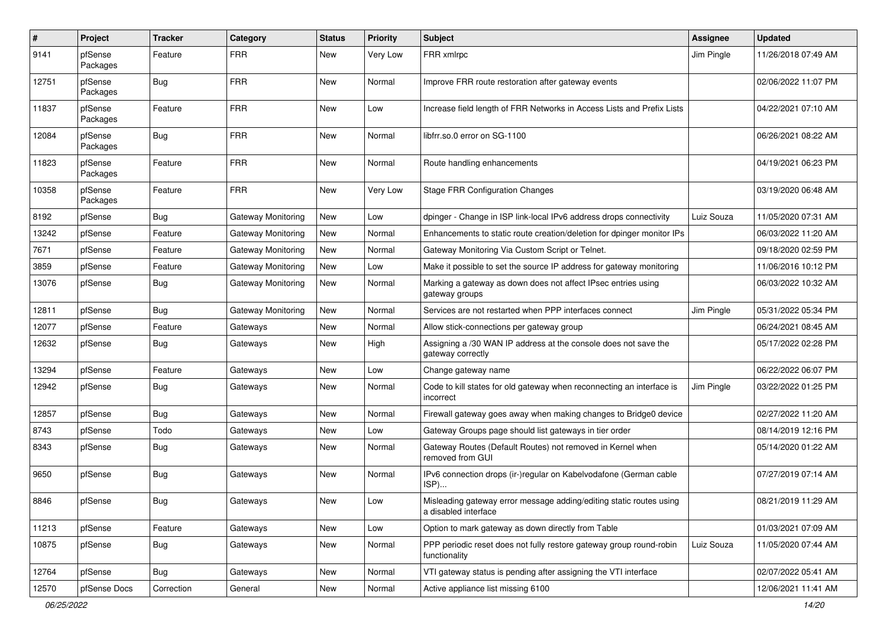| # | Project | Tracker | Category | Status | Priority | Subject | Assignee | Updated |
|---|---|---|---|---|---|---|---|---|
| 9141 | pfSense Packages | Feature | FRR | New | Very Low | FRR xmlrpc | Jim Pingle | 11/26/2018 07:49 AM |
| 12751 | pfSense Packages | Bug | FRR | New | Normal | Improve FRR route restoration after gateway events | | 02/06/2022 11:07 PM |
| 11837 | pfSense Packages | Feature | FRR | New | Low | Increase field length of FRR Networks in Access Lists and Prefix Lists | | 04/22/2021 07:10 AM |
| 12084 | pfSense Packages | Bug | FRR | New | Normal | libfrr.so.0 error on SG-1100 | | 06/26/2021 08:22 AM |
| 11823 | pfSense Packages | Feature | FRR | New | Normal | Route handling enhancements | | 04/19/2021 06:23 PM |
| 10358 | pfSense Packages | Feature | FRR | New | Very Low | Stage FRR Configuration Changes | | 03/19/2020 06:48 AM |
| 8192 | pfSense | Bug | Gateway Monitoring | New | Low | dpinger - Change in ISP link-local IPv6 address drops connectivity | Luiz Souza | 11/05/2020 07:31 AM |
| 13242 | pfSense | Feature | Gateway Monitoring | New | Normal | Enhancements to static route creation/deletion for dpinger monitor IPs | | 06/03/2022 11:20 AM |
| 7671 | pfSense | Feature | Gateway Monitoring | New | Normal | Gateway Monitoring Via Custom Script or Telnet. | | 09/18/2020 02:59 PM |
| 3859 | pfSense | Feature | Gateway Monitoring | New | Low | Make it possible to set the source IP address for gateway monitoring | | 11/06/2016 10:12 PM |
| 13076 | pfSense | Bug | Gateway Monitoring | New | Normal | Marking a gateway as down does not affect IPsec entries using gateway groups | | 06/03/2022 10:32 AM |
| 12811 | pfSense | Bug | Gateway Monitoring | New | Normal | Services are not restarted when PPP interfaces connect | Jim Pingle | 05/31/2022 05:34 PM |
| 12077 | pfSense | Feature | Gateways | New | Normal | Allow stick-connections per gateway group | | 06/24/2021 08:45 AM |
| 12632 | pfSense | Bug | Gateways | New | High | Assigning a /30 WAN IP address at the console does not save the gateway correctly | | 05/17/2022 02:28 PM |
| 13294 | pfSense | Feature | Gateways | New | Low | Change gateway name | | 06/22/2022 06:07 PM |
| 12942 | pfSense | Bug | Gateways | New | Normal | Code to kill states for old gateway when reconnecting an interface is incorrect | Jim Pingle | 03/22/2022 01:25 PM |
| 12857 | pfSense | Bug | Gateways | New | Normal | Firewall gateway goes away when making changes to Bridge0 device | | 02/27/2022 11:20 AM |
| 8743 | pfSense | Todo | Gateways | New | Low | Gateway Groups page should list gateways in tier order | | 08/14/2019 12:16 PM |
| 8343 | pfSense | Bug | Gateways | New | Normal | Gateway Routes (Default Routes) not removed in Kernel when removed from GUI | | 05/14/2020 01:22 AM |
| 9650 | pfSense | Bug | Gateways | New | Normal | IPv6 connection drops (ir-)regular on Kabelvodafone (German cable ISP)... | | 07/27/2019 07:14 AM |
| 8846 | pfSense | Bug | Gateways | New | Low | Misleading gateway error message adding/editing static routes using a disabled interface | | 08/21/2019 11:29 AM |
| 11213 | pfSense | Feature | Gateways | New | Low | Option to mark gateway as down directly from Table | | 01/03/2021 07:09 AM |
| 10875 | pfSense | Bug | Gateways | New | Normal | PPP periodic reset does not fully restore gateway group round-robin functionality | Luiz Souza | 11/05/2020 07:44 AM |
| 12764 | pfSense | Bug | Gateways | New | Normal | VTI gateway status is pending after assigning the VTI interface | | 02/07/2022 05:41 AM |
| 12570 | pfSense Docs | Correction | General | New | Normal | Active appliance list missing 6100 | | 12/06/2021 11:41 AM |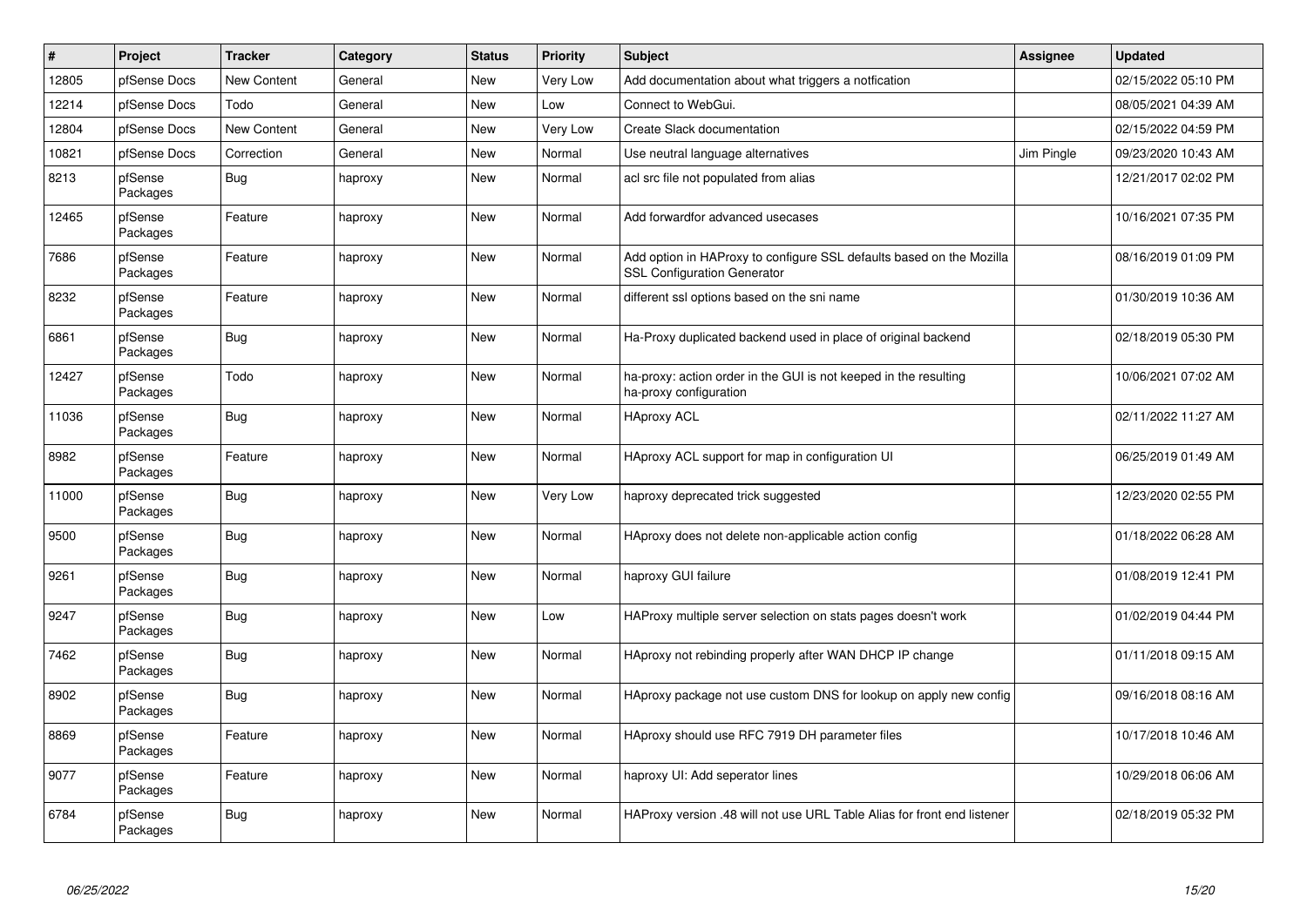| # | Project | Tracker | Category | Status | Priority | Subject | Assignee | Updated |
|---|---|---|---|---|---|---|---|---|
| 12805 | pfSense Docs | New Content | General | New | Very Low | Add documentation about what triggers a notfication | | 02/15/2022 05:10 PM |
| 12214 | pfSense Docs | Todo | General | New | Low | Connect to WebGui. | | 08/05/2021 04:39 AM |
| 12804 | pfSense Docs | New Content | General | New | Very Low | Create Slack documentation | | 02/15/2022 04:59 PM |
| 10821 | pfSense Docs | Correction | General | New | Normal | Use neutral language alternatives | Jim Pingle | 09/23/2020 10:43 AM |
| 8213 | pfSense Packages | Bug | haproxy | New | Normal | acl src file not populated from alias | | 12/21/2017 02:02 PM |
| 12465 | pfSense Packages | Feature | haproxy | New | Normal | Add forwardfor advanced usecases | | 10/16/2021 07:35 PM |
| 7686 | pfSense Packages | Feature | haproxy | New | Normal | Add option in HAProxy to configure SSL defaults based on the Mozilla SSL Configuration Generator | | 08/16/2019 01:09 PM |
| 8232 | pfSense Packages | Feature | haproxy | New | Normal | different ssl options based on the sni name | | 01/30/2019 10:36 AM |
| 6861 | pfSense Packages | Bug | haproxy | New | Normal | Ha-Proxy duplicated backend used in place of original backend | | 02/18/2019 05:30 PM |
| 12427 | pfSense Packages | Todo | haproxy | New | Normal | ha-proxy: action order in the GUI is not keeped in the resulting ha-proxy configuration | | 10/06/2021 07:02 AM |
| 11036 | pfSense Packages | Bug | haproxy | New | Normal | HAproxy ACL | | 02/11/2022 11:27 AM |
| 8982 | pfSense Packages | Feature | haproxy | New | Normal | HAproxy ACL support for map in configuration UI | | 06/25/2019 01:49 AM |
| 11000 | pfSense Packages | Bug | haproxy | New | Very Low | haproxy deprecated trick suggested | | 12/23/2020 02:55 PM |
| 9500 | pfSense Packages | Bug | haproxy | New | Normal | HAproxy does not delete non-applicable action config | | 01/18/2022 06:28 AM |
| 9261 | pfSense Packages | Bug | haproxy | New | Normal | haproxy GUI failure | | 01/08/2019 12:41 PM |
| 9247 | pfSense Packages | Bug | haproxy | New | Low | HAProxy multiple server selection on stats pages doesn't work | | 01/02/2019 04:44 PM |
| 7462 | pfSense Packages | Bug | haproxy | New | Normal | HAproxy not rebinding properly after WAN DHCP IP change | | 01/11/2018 09:15 AM |
| 8902 | pfSense Packages | Bug | haproxy | New | Normal | HAproxy package not use custom DNS for lookup on apply new config | | 09/16/2018 08:16 AM |
| 8869 | pfSense Packages | Feature | haproxy | New | Normal | HAproxy should use RFC 7919 DH parameter files | | 10/17/2018 10:46 AM |
| 9077 | pfSense Packages | Feature | haproxy | New | Normal | haproxy UI: Add seperator lines | | 10/29/2018 06:06 AM |
| 6784 | pfSense Packages | Bug | haproxy | New | Normal | HAProxy version .48 will not use URL Table Alias for front end listener | | 02/18/2019 05:32 PM |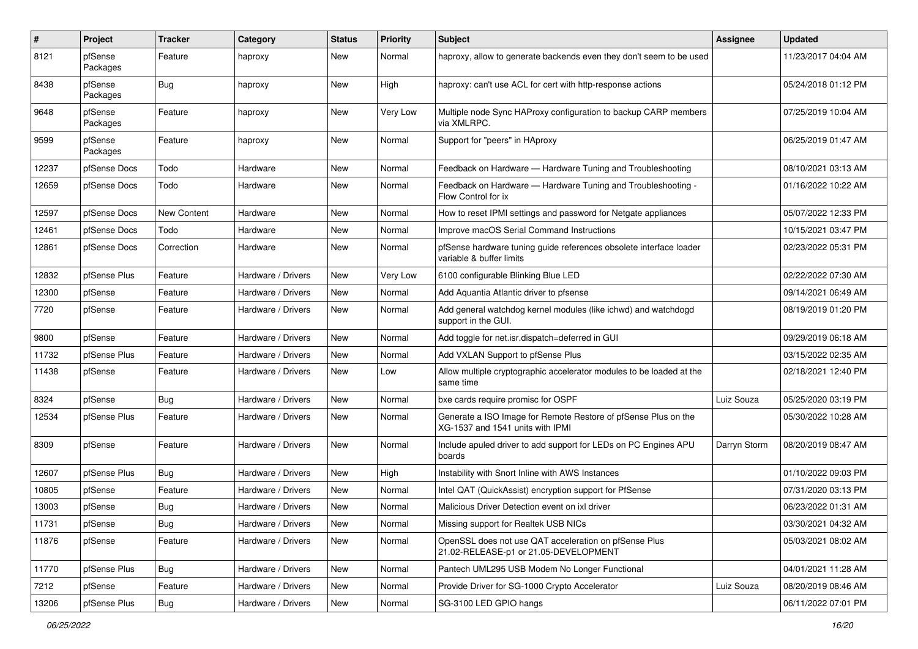| # | Project | Tracker | Category | Status | Priority | Subject | Assignee | Updated |
|---|---|---|---|---|---|---|---|---|
| 8121 | pfSense Packages | Feature | haproxy | New | Normal | haproxy, allow to generate backends even they don't seem to be used | | 11/23/2017 04:04 AM |
| 8438 | pfSense Packages | Bug | haproxy | New | High | haproxy: can't use ACL for cert with http-response actions | | 05/24/2018 01:12 PM |
| 9648 | pfSense Packages | Feature | haproxy | New | Very Low | Multiple node Sync HAProxy configuration to backup CARP members via XMLRPC. | | 07/25/2019 10:04 AM |
| 9599 | pfSense Packages | Feature | haproxy | New | Normal | Support for "peers" in HAproxy | | 06/25/2019 01:47 AM |
| 12237 | pfSense Docs | Todo | Hardware | New | Normal | Feedback on Hardware — Hardware Tuning and Troubleshooting | | 08/10/2021 03:13 AM |
| 12659 | pfSense Docs | Todo | Hardware | New | Normal | Feedback on Hardware — Hardware Tuning and Troubleshooting - Flow Control for ix | | 01/16/2022 10:22 AM |
| 12597 | pfSense Docs | New Content | Hardware | New | Normal | How to reset IPMI settings and password for Netgate appliances | | 05/07/2022 12:33 PM |
| 12461 | pfSense Docs | Todo | Hardware | New | Normal | Improve macOS Serial Command Instructions | | 10/15/2021 03:47 PM |
| 12861 | pfSense Docs | Correction | Hardware | New | Normal | pfSense hardware tuning guide references obsolete interface loader variable & buffer limits | | 02/23/2022 05:31 PM |
| 12832 | pfSense Plus | Feature | Hardware / Drivers | New | Very Low | 6100 configurable Blinking Blue LED | | 02/22/2022 07:30 AM |
| 12300 | pfSense | Feature | Hardware / Drivers | New | Normal | Add Aquantia Atlantic driver to pfsense | | 09/14/2021 06:49 AM |
| 7720 | pfSense | Feature | Hardware / Drivers | New | Normal | Add general watchdog kernel modules (like ichwd) and watchdogd support in the GUI. | | 08/19/2019 01:20 PM |
| 9800 | pfSense | Feature | Hardware / Drivers | New | Normal | Add toggle for net.isr.dispatch=deferred in GUI | | 09/29/2019 06:18 AM |
| 11732 | pfSense Plus | Feature | Hardware / Drivers | New | Normal | Add VXLAN Support to pfSense Plus | | 03/15/2022 02:35 AM |
| 11438 | pfSense | Feature | Hardware / Drivers | New | Low | Allow multiple cryptographic accelerator modules to be loaded at the same time | | 02/18/2021 12:40 PM |
| 8324 | pfSense | Bug | Hardware / Drivers | New | Normal | bxe cards require promisc for OSPF | Luiz Souza | 05/25/2020 03:19 PM |
| 12534 | pfSense Plus | Feature | Hardware / Drivers | New | Normal | Generate a ISO Image for Remote Restore of pfSense Plus on the XG-1537 and 1541 units with IPMI | | 05/30/2022 10:28 AM |
| 8309 | pfSense | Feature | Hardware / Drivers | New | Normal | Include apuled driver to add support for LEDs on PC Engines APU boards | Darryn Storm | 08/20/2019 08:47 AM |
| 12607 | pfSense Plus | Bug | Hardware / Drivers | New | High | Instability with Snort Inline with AWS Instances | | 01/10/2022 09:03 PM |
| 10805 | pfSense | Feature | Hardware / Drivers | New | Normal | Intel QAT (QuickAssist) encryption support for PfSense | | 07/31/2020 03:13 PM |
| 13003 | pfSense | Bug | Hardware / Drivers | New | Normal | Malicious Driver Detection event on ixl driver | | 06/23/2022 01:31 AM |
| 11731 | pfSense | Bug | Hardware / Drivers | New | Normal | Missing support for Realtek USB NICs | | 03/30/2021 04:32 AM |
| 11876 | pfSense | Feature | Hardware / Drivers | New | Normal | OpenSSL does not use QAT acceleration on pfSense Plus 21.02-RELEASE-p1 or 21.05-DEVELOPMENT | | 05/03/2021 08:02 AM |
| 11770 | pfSense Plus | Bug | Hardware / Drivers | New | Normal | Pantech UML295 USB Modem No Longer Functional | | 04/01/2021 11:28 AM |
| 7212 | pfSense | Feature | Hardware / Drivers | New | Normal | Provide Driver for SG-1000 Crypto Accelerator | Luiz Souza | 08/20/2019 08:46 AM |
| 13206 | pfSense Plus | Bug | Hardware / Drivers | New | Normal | SG-3100 LED GPIO hangs | | 06/11/2022 07:01 PM |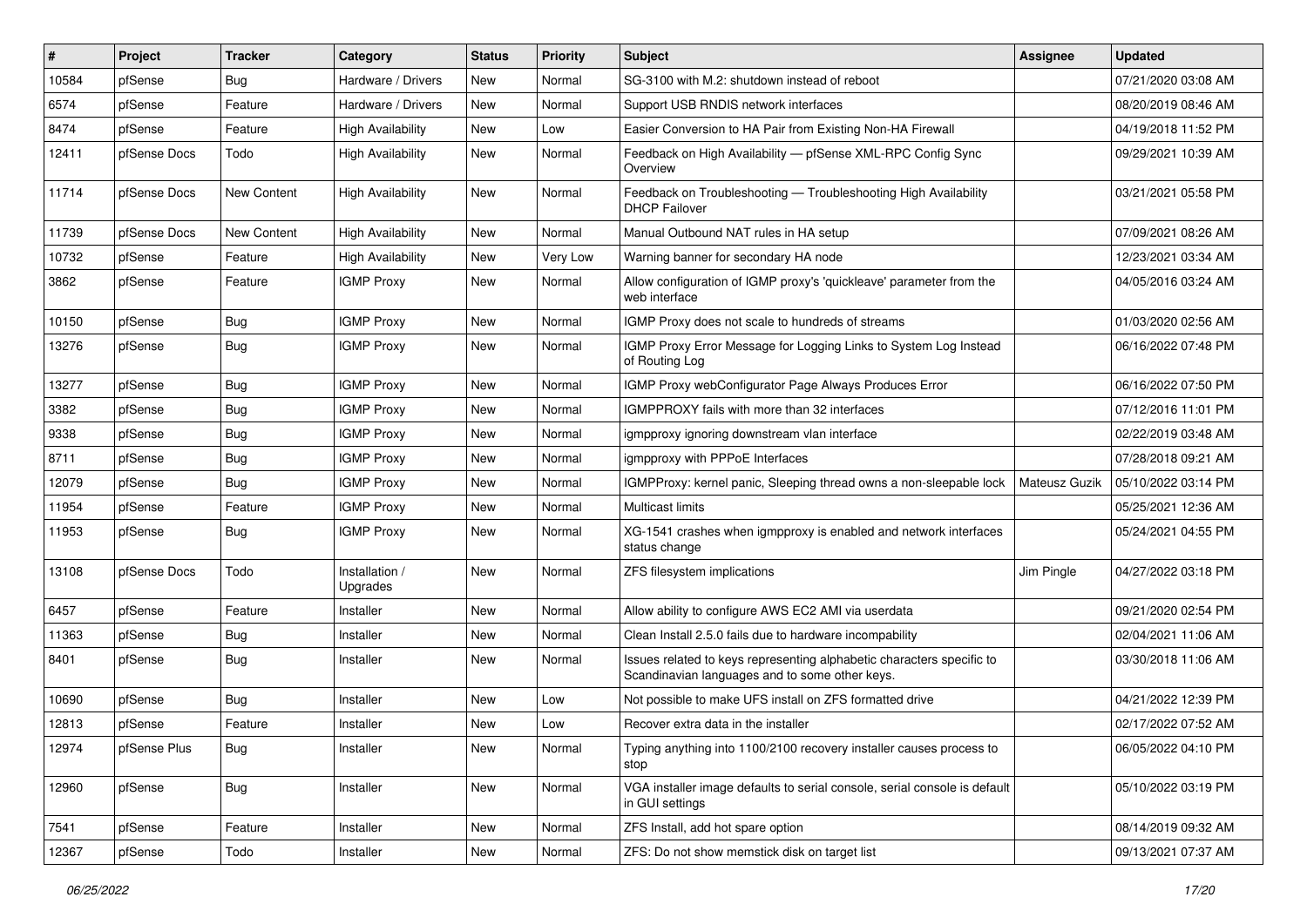| # | Project | Tracker | Category | Status | Priority | Subject | Assignee | Updated |
|---|---|---|---|---|---|---|---|---|
| 10584 | pfSense | Bug | Hardware / Drivers | New | Normal | SG-3100 with M.2: shutdown instead of reboot | | 07/21/2020 03:08 AM |
| 6574 | pfSense | Feature | Hardware / Drivers | New | Normal | Support USB RNDIS network interfaces | | 08/20/2019 08:46 AM |
| 8474 | pfSense | Feature | High Availability | New | Low | Easier Conversion to HA Pair from Existing Non-HA Firewall | | 04/19/2018 11:52 PM |
| 12411 | pfSense Docs | Todo | High Availability | New | Normal | Feedback on High Availability — pfSense XML-RPC Config Sync Overview | | 09/29/2021 10:39 AM |
| 11714 | pfSense Docs | New Content | High Availability | New | Normal | Feedback on Troubleshooting — Troubleshooting High Availability DHCP Failover | | 03/21/2021 05:58 PM |
| 11739 | pfSense Docs | New Content | High Availability | New | Normal | Manual Outbound NAT rules in HA setup | | 07/09/2021 08:26 AM |
| 10732 | pfSense | Feature | High Availability | New | Very Low | Warning banner for secondary HA node | | 12/23/2021 03:34 AM |
| 3862 | pfSense | Feature | IGMP Proxy | New | Normal | Allow configuration of IGMP proxy's 'quickleave' parameter from the web interface | | 04/05/2016 03:24 AM |
| 10150 | pfSense | Bug | IGMP Proxy | New | Normal | IGMP Proxy does not scale to hundreds of streams | | 01/03/2020 02:56 AM |
| 13276 | pfSense | Bug | IGMP Proxy | New | Normal | IGMP Proxy Error Message for Logging Links to System Log Instead of Routing Log | | 06/16/2022 07:48 PM |
| 13277 | pfSense | Bug | IGMP Proxy | New | Normal | IGMP Proxy webConfigurator Page Always Produces Error | | 06/16/2022 07:50 PM |
| 3382 | pfSense | Bug | IGMP Proxy | New | Normal | IGMPPROXY fails with more than 32 interfaces | | 07/12/2016 11:01 PM |
| 9338 | pfSense | Bug | IGMP Proxy | New | Normal | igmpproxy ignoring downstream vlan interface | | 02/22/2019 03:48 AM |
| 8711 | pfSense | Bug | IGMP Proxy | New | Normal | igmpproxy with PPPoE Interfaces | | 07/28/2018 09:21 AM |
| 12079 | pfSense | Bug | IGMP Proxy | New | Normal | IGMPProxy: kernel panic, Sleeping thread owns a non-sleepable lock | Mateusz Guzik | 05/10/2022 03:14 PM |
| 11954 | pfSense | Feature | IGMP Proxy | New | Normal | Multicast limits | | 05/25/2021 12:36 AM |
| 11953 | pfSense | Bug | IGMP Proxy | New | Normal | XG-1541 crashes when igmpproxy is enabled and network interfaces status change | | 05/24/2021 04:55 PM |
| 13108 | pfSense Docs | Todo | Installation / Upgrades | New | Normal | ZFS filesystem implications | Jim Pingle | 04/27/2022 03:18 PM |
| 6457 | pfSense | Feature | Installer | New | Normal | Allow ability to configure AWS EC2 AMI via userdata | | 09/21/2020 02:54 PM |
| 11363 | pfSense | Bug | Installer | New | Normal | Clean Install 2.5.0 fails due to hardware incompability | | 02/04/2021 11:06 AM |
| 8401 | pfSense | Bug | Installer | New | Normal | Issues related to keys representing alphabetic characters specific to Scandinavian languages and to some other keys. | | 03/30/2018 11:06 AM |
| 10690 | pfSense | Bug | Installer | New | Low | Not possible to make UFS install on ZFS formatted drive | | 04/21/2022 12:39 PM |
| 12813 | pfSense | Feature | Installer | New | Low | Recover extra data in the installer | | 02/17/2022 07:52 AM |
| 12974 | pfSense Plus | Bug | Installer | New | Normal | Typing anything into 1100/2100 recovery installer causes process to stop | | 06/05/2022 04:10 PM |
| 12960 | pfSense | Bug | Installer | New | Normal | VGA installer image defaults to serial console, serial console is default in GUI settings | | 05/10/2022 03:19 PM |
| 7541 | pfSense | Feature | Installer | New | Normal | ZFS Install, add hot spare option | | 08/14/2019 09:32 AM |
| 12367 | pfSense | Todo | Installer | New | Normal | ZFS: Do not show memstick disk on target list | | 09/13/2021 07:37 AM |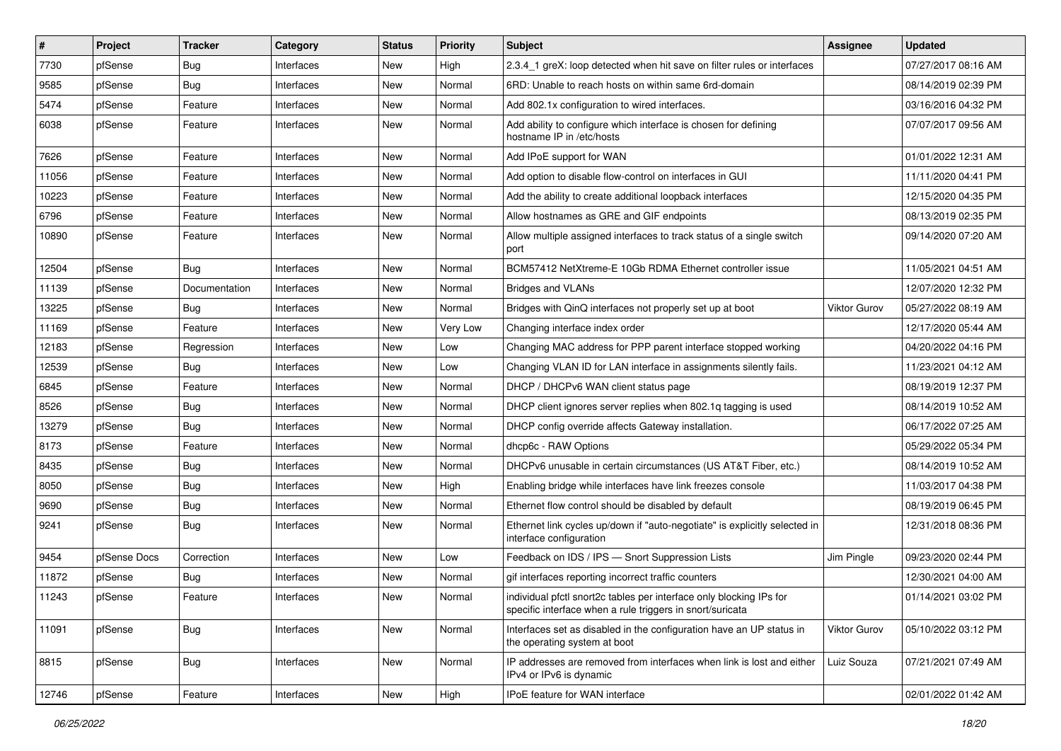| # | Project | Tracker | Category | Status | Priority | Subject | Assignee | Updated |
|---|---|---|---|---|---|---|---|---|
| 7730 | pfSense | Bug | Interfaces | New | High | 2.3.4_1 greX: loop detected when hit save on filter rules or interfaces | | 07/27/2017 08:16 AM |
| 9585 | pfSense | Bug | Interfaces | New | Normal | 6RD: Unable to reach hosts on within same 6rd-domain | | 08/14/2019 02:39 PM |
| 5474 | pfSense | Feature | Interfaces | New | Normal | Add 802.1x configuration to wired interfaces. | | 03/16/2016 04:32 PM |
| 6038 | pfSense | Feature | Interfaces | New | Normal | Add ability to configure which interface is chosen for defining hostname IP in /etc/hosts | | 07/07/2017 09:56 AM |
| 7626 | pfSense | Feature | Interfaces | New | Normal | Add IPoE support for WAN | | 01/01/2022 12:31 AM |
| 11056 | pfSense | Feature | Interfaces | New | Normal | Add option to disable flow-control on interfaces in GUI | | 11/11/2020 04:41 PM |
| 10223 | pfSense | Feature | Interfaces | New | Normal | Add the ability to create additional loopback interfaces | | 12/15/2020 04:35 PM |
| 6796 | pfSense | Feature | Interfaces | New | Normal | Allow hostnames as GRE and GIF endpoints | | 08/13/2019 02:35 PM |
| 10890 | pfSense | Feature | Interfaces | New | Normal | Allow multiple assigned interfaces to track status of a single switch port | | 09/14/2020 07:20 AM |
| 12504 | pfSense | Bug | Interfaces | New | Normal | BCM57412 NetXtreme-E 10Gb RDMA Ethernet controller issue | | 11/05/2021 04:51 AM |
| 11139 | pfSense | Documentation | Interfaces | New | Normal | Bridges and VLANs | | 12/07/2020 12:32 PM |
| 13225 | pfSense | Bug | Interfaces | New | Normal | Bridges with QinQ interfaces not properly set up at boot | Viktor Gurov | 05/27/2022 08:19 AM |
| 11169 | pfSense | Feature | Interfaces | New | Very Low | Changing interface index order | | 12/17/2020 05:44 AM |
| 12183 | pfSense | Regression | Interfaces | New | Low | Changing MAC address for PPP parent interface stopped working | | 04/20/2022 04:16 PM |
| 12539 | pfSense | Bug | Interfaces | New | Low | Changing VLAN ID for LAN interface in assignments silently fails. | | 11/23/2021 04:12 AM |
| 6845 | pfSense | Feature | Interfaces | New | Normal | DHCP / DHCPv6 WAN client status page | | 08/19/2019 12:37 PM |
| 8526 | pfSense | Bug | Interfaces | New | Normal | DHCP client ignores server replies when 802.1q tagging is used | | 08/14/2019 10:52 AM |
| 13279 | pfSense | Bug | Interfaces | New | Normal | DHCP config override affects Gateway installation. | | 06/17/2022 07:25 AM |
| 8173 | pfSense | Feature | Interfaces | New | Normal | dhcp6c - RAW Options | | 05/29/2022 05:34 PM |
| 8435 | pfSense | Bug | Interfaces | New | Normal | DHCPv6 unusable in certain circumstances (US AT&T Fiber, etc.) | | 08/14/2019 10:52 AM |
| 8050 | pfSense | Bug | Interfaces | New | High | Enabling bridge while interfaces have link freezes console | | 11/03/2017 04:38 PM |
| 9690 | pfSense | Bug | Interfaces | New | Normal | Ethernet flow control should be disabled by default | | 08/19/2019 06:45 PM |
| 9241 | pfSense | Bug | Interfaces | New | Normal | Ethernet link cycles up/down if "auto-negotiate" is explicitly selected in interface configuration | | 12/31/2018 08:36 PM |
| 9454 | pfSense Docs | Correction | Interfaces | New | Low | Feedback on IDS / IPS — Snort Suppression Lists | Jim Pingle | 09/23/2020 02:44 PM |
| 11872 | pfSense | Bug | Interfaces | New | Normal | gif interfaces reporting incorrect traffic counters | | 12/30/2021 04:00 AM |
| 11243 | pfSense | Feature | Interfaces | New | Normal | individual pfctl snort2c tables per interface only blocking IPs for specific interface when a rule triggers in snort/suricata | | 01/14/2021 03:02 PM |
| 11091 | pfSense | Bug | Interfaces | New | Normal | Interfaces set as disabled in the configuration have an UP status in the operating system at boot | Viktor Gurov | 05/10/2022 03:12 PM |
| 8815 | pfSense | Bug | Interfaces | New | Normal | IP addresses are removed from interfaces when link is lost and either IPv4 or IPv6 is dynamic | Luiz Souza | 07/21/2021 07:49 AM |
| 12746 | pfSense | Feature | Interfaces | New | High | IPoE feature for WAN interface | | 02/01/2022 01:42 AM |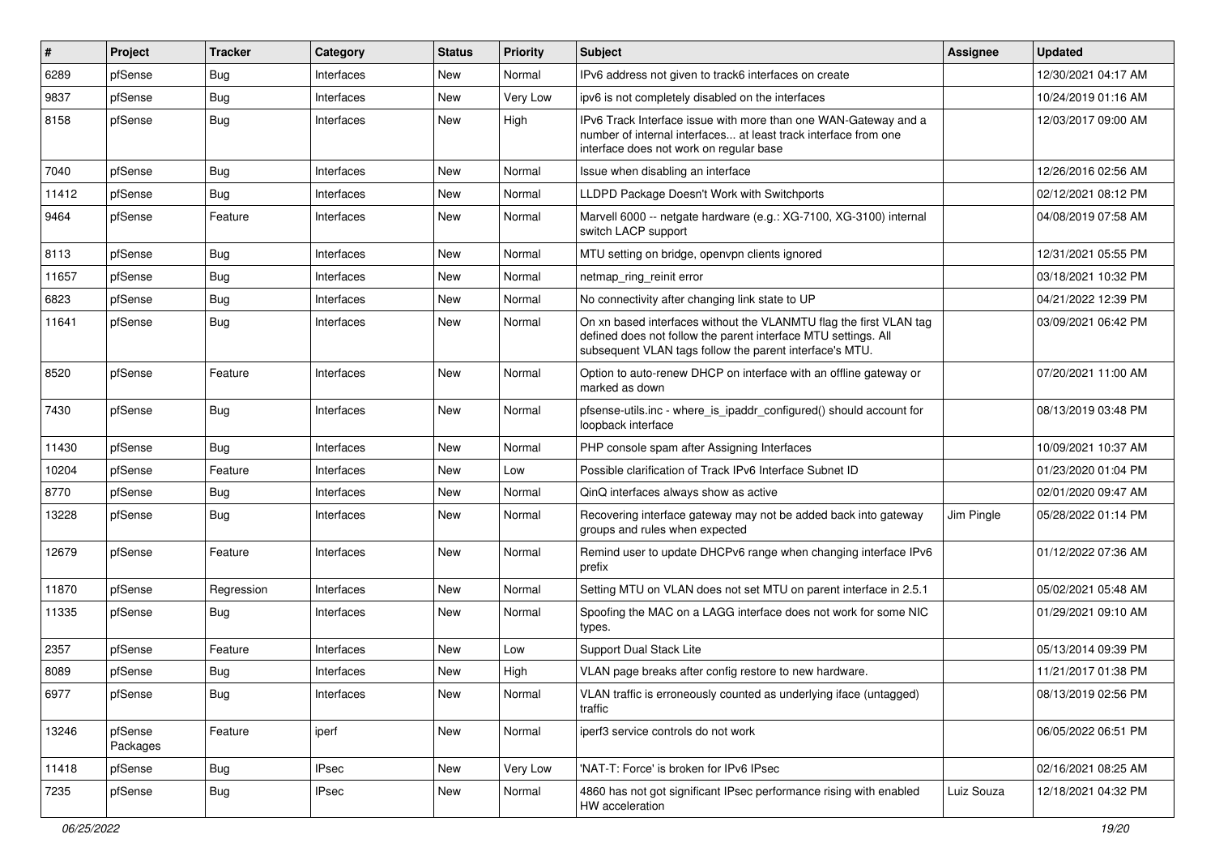| # | Project | Tracker | Category | Status | Priority | Subject | Assignee | Updated |
|---|---|---|---|---|---|---|---|---|
| 6289 | pfSense | Bug | Interfaces | New | Normal | IPv6 address not given to track6 interfaces on create | | 12/30/2021 04:17 AM |
| 9837 | pfSense | Bug | Interfaces | New | Very Low | ipv6 is not completely disabled on the interfaces | | 10/24/2019 01:16 AM |
| 8158 | pfSense | Bug | Interfaces | New | High | IPv6 Track Interface issue with more than one WAN-Gateway and a number of internal interfaces... at least track interface from one interface does not work on regular base | | 12/03/2017 09:00 AM |
| 7040 | pfSense | Bug | Interfaces | New | Normal | Issue when disabling an interface | | 12/26/2016 02:56 AM |
| 11412 | pfSense | Bug | Interfaces | New | Normal | LLDPD Package Doesn't Work with Switchports | | 02/12/2021 08:12 PM |
| 9464 | pfSense | Feature | Interfaces | New | Normal | Marvell 6000 -- netgate hardware (e.g.: XG-7100, XG-3100) internal switch LACP support | | 04/08/2019 07:58 AM |
| 8113 | pfSense | Bug | Interfaces | New | Normal | MTU setting on bridge, openvpn clients ignored | | 12/31/2021 05:55 PM |
| 11657 | pfSense | Bug | Interfaces | New | Normal | netmap_ring_reinit error | | 03/18/2021 10:32 PM |
| 6823 | pfSense | Bug | Interfaces | New | Normal | No connectivity after changing link state to UP | | 04/21/2022 12:39 PM |
| 11641 | pfSense | Bug | Interfaces | New | Normal | On xn based interfaces without the VLANMTU flag the first VLAN tag defined does not follow the parent interface MTU settings. All subsequent VLAN tags follow the parent interface's MTU. | | 03/09/2021 06:42 PM |
| 8520 | pfSense | Feature | Interfaces | New | Normal | Option to auto-renew DHCP on interface with an offline gateway or marked as down | | 07/20/2021 11:00 AM |
| 7430 | pfSense | Bug | Interfaces | New | Normal | pfsense-utils.inc - where_is_ipaddr_configured() should account for loopback interface | | 08/13/2019 03:48 PM |
| 11430 | pfSense | Bug | Interfaces | New | Normal | PHP console spam after Assigning Interfaces | | 10/09/2021 10:37 AM |
| 10204 | pfSense | Feature | Interfaces | New | Low | Possible clarification of Track IPv6 Interface Subnet ID | | 01/23/2020 01:04 PM |
| 8770 | pfSense | Bug | Interfaces | New | Normal | QinQ interfaces always show as active | | 02/01/2020 09:47 AM |
| 13228 | pfSense | Bug | Interfaces | New | Normal | Recovering interface gateway may not be added back into gateway groups and rules when expected | Jim Pingle | 05/28/2022 01:14 PM |
| 12679 | pfSense | Feature | Interfaces | New | Normal | Remind user to update DHCPv6 range when changing interface IPv6 prefix | | 01/12/2022 07:36 AM |
| 11870 | pfSense | Regression | Interfaces | New | Normal | Setting MTU on VLAN does not set MTU on parent interface in 2.5.1 | | 05/02/2021 05:48 AM |
| 11335 | pfSense | Bug | Interfaces | New | Normal | Spoofing the MAC on a LAGG interface does not work for some NIC types. | | 01/29/2021 09:10 AM |
| 2357 | pfSense | Feature | Interfaces | New | Low | Support Dual Stack Lite | | 05/13/2014 09:39 PM |
| 8089 | pfSense | Bug | Interfaces | New | High | VLAN page breaks after config restore to new hardware. | | 11/21/2017 01:38 PM |
| 6977 | pfSense | Bug | Interfaces | New | Normal | VLAN traffic is erroneously counted as underlying iface (untagged) traffic | | 08/13/2019 02:56 PM |
| 13246 | pfSense Packages | Feature | iperf | New | Normal | iperf3 service controls do not work | | 06/05/2022 06:51 PM |
| 11418 | pfSense | Bug | IPsec | New | Very Low | 'NAT-T: Force' is broken for IPv6 IPsec | | 02/16/2021 08:25 AM |
| 7235 | pfSense | Bug | IPsec | New | Normal | 4860 has not got significant IPsec performance rising with enabled HW acceleration | Luiz Souza | 12/18/2021 04:32 PM |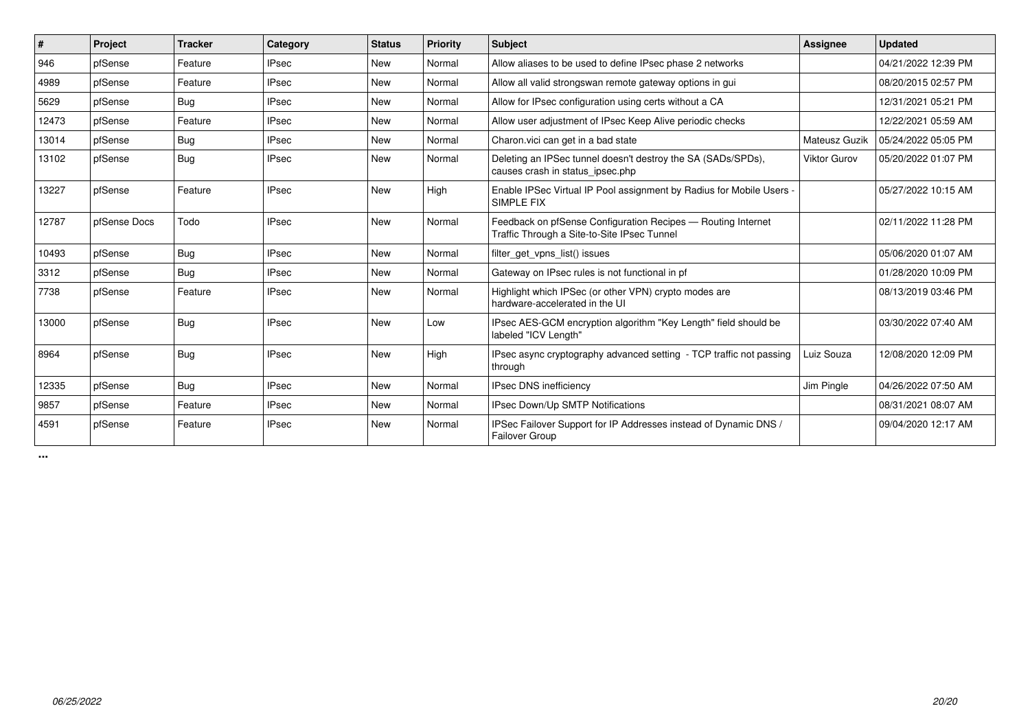| # | Project | Tracker | Category | Status | Priority | Subject | Assignee | Updated |
|---|---|---|---|---|---|---|---|---|
| 946 | pfSense | Feature | IPsec | New | Normal | Allow aliases to be used to define IPsec phase 2 networks | | 04/21/2022 12:39 PM |
| 4989 | pfSense | Feature | IPsec | New | Normal | Allow all valid strongswan remote gateway options in gui | | 08/20/2015 02:57 PM |
| 5629 | pfSense | Bug | IPsec | New | Normal | Allow for IPsec configuration using certs without a CA | | 12/31/2021 05:21 PM |
| 12473 | pfSense | Feature | IPsec | New | Normal | Allow user adjustment of IPsec Keep Alive periodic checks | | 12/22/2021 05:59 AM |
| 13014 | pfSense | Bug | IPsec | New | Normal | Charon.vici can get in a bad state | Mateusz Guzik | 05/24/2022 05:05 PM |
| 13102 | pfSense | Bug | IPsec | New | Normal | Deleting an IPSec tunnel doesn't destroy the SA (SADs/SPDs), causes crash in status_ipsec.php | Viktor Gurov | 05/20/2022 01:07 PM |
| 13227 | pfSense | Feature | IPsec | New | High | Enable IPSec Virtual IP Pool assignment by Radius for Mobile Users - SIMPLE FIX | | 05/27/2022 10:15 AM |
| 12787 | pfSense Docs | Todo | IPsec | New | Normal | Feedback on pfSense Configuration Recipes — Routing Internet Traffic Through a Site-to-Site IPsec Tunnel | | 02/11/2022 11:28 PM |
| 10493 | pfSense | Bug | IPsec | New | Normal | filter_get_vpns_list() issues | | 05/06/2020 01:07 AM |
| 3312 | pfSense | Bug | IPsec | New | Normal | Gateway on IPsec rules is not functional in pf | | 01/28/2020 10:09 PM |
| 7738 | pfSense | Feature | IPsec | New | Normal | Highlight which IPSec (or other VPN) crypto modes are hardware-accelerated in the UI | | 08/13/2019 03:46 PM |
| 13000 | pfSense | Bug | IPsec | New | Low | IPsec AES-GCM encryption algorithm "Key Length" field should be labeled "ICV Length" | | 03/30/2022 07:40 AM |
| 8964 | pfSense | Bug | IPsec | New | High | IPsec async cryptography advanced setting - TCP traffic not passing through | Luiz Souza | 12/08/2020 12:09 PM |
| 12335 | pfSense | Bug | IPsec | New | Normal | IPsec DNS inefficiency | Jim Pingle | 04/26/2022 07:50 AM |
| 9857 | pfSense | Feature | IPsec | New | Normal | IPsec Down/Up SMTP Notifications | | 08/31/2021 08:07 AM |
| 4591 | pfSense | Feature | IPsec | New | Normal | IPSec Failover Support for IP Addresses instead of Dynamic DNS / Failover Group | | 09/04/2020 12:17 AM |

...